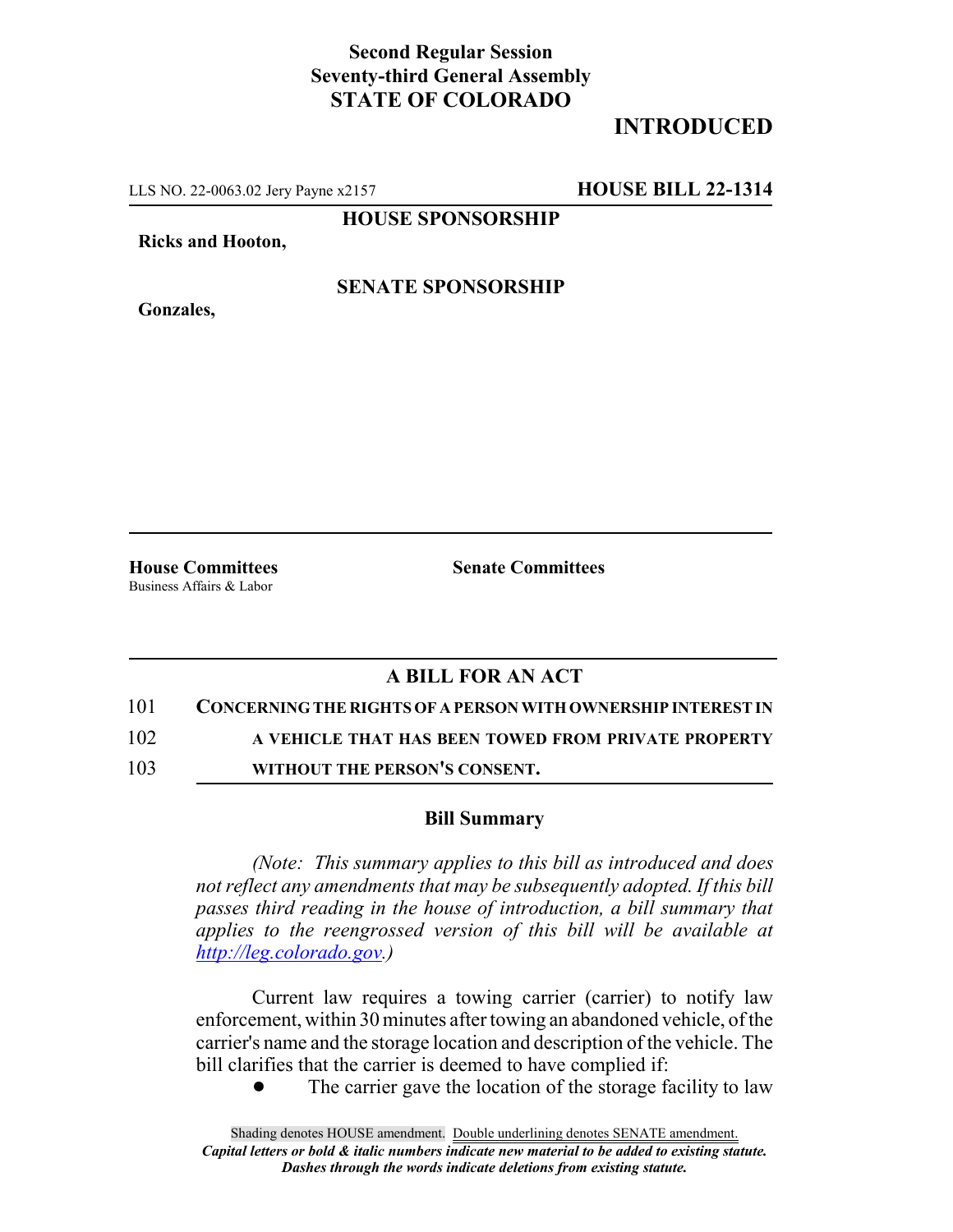**Second Regular Session**
**Seventy-third General Assembly**
**STATE OF COLORADO**

# INTRODUCED

LLS NO. 22-0063.02 Jery Payne x2157 **HOUSE BILL 22-1314**

**HOUSE SPONSORSHIP**

**Ricks and Hooton,**

**SENATE SPONSORSHIP**

**Gonzales,**

**House Committees**
Business Affairs & Labor

**Senate Committees**

## A BILL FOR AN ACT

101 **CONCERNING THE RIGHTS OF A PERSON WITH OWNERSHIP INTEREST IN**
102 **A VEHICLE THAT HAS BEEN TOWED FROM PRIVATE PROPERTY**
103 **WITHOUT THE PERSON'S CONSENT.**

### Bill Summary

*(Note: This summary applies to this bill as introduced and does not reflect any amendments that may be subsequently adopted. If this bill passes third reading in the house of introduction, a bill summary that applies to the reengrossed version of this bill will be available at http://leg.colorado.gov.)*

Current law requires a towing carrier (carrier) to notify law enforcement, within 30 minutes after towing an abandoned vehicle, of the carrier's name and the storage location and description of the vehicle. The bill clarifies that the carrier is deemed to have complied if:

- The carrier gave the location of the storage facility to law

Shading denotes HOUSE amendment. Double underlining denotes SENATE amendment.
*Capital letters or bold & italic numbers indicate new material to be added to existing statute.*
*Dashes through the words indicate deletions from existing statute.*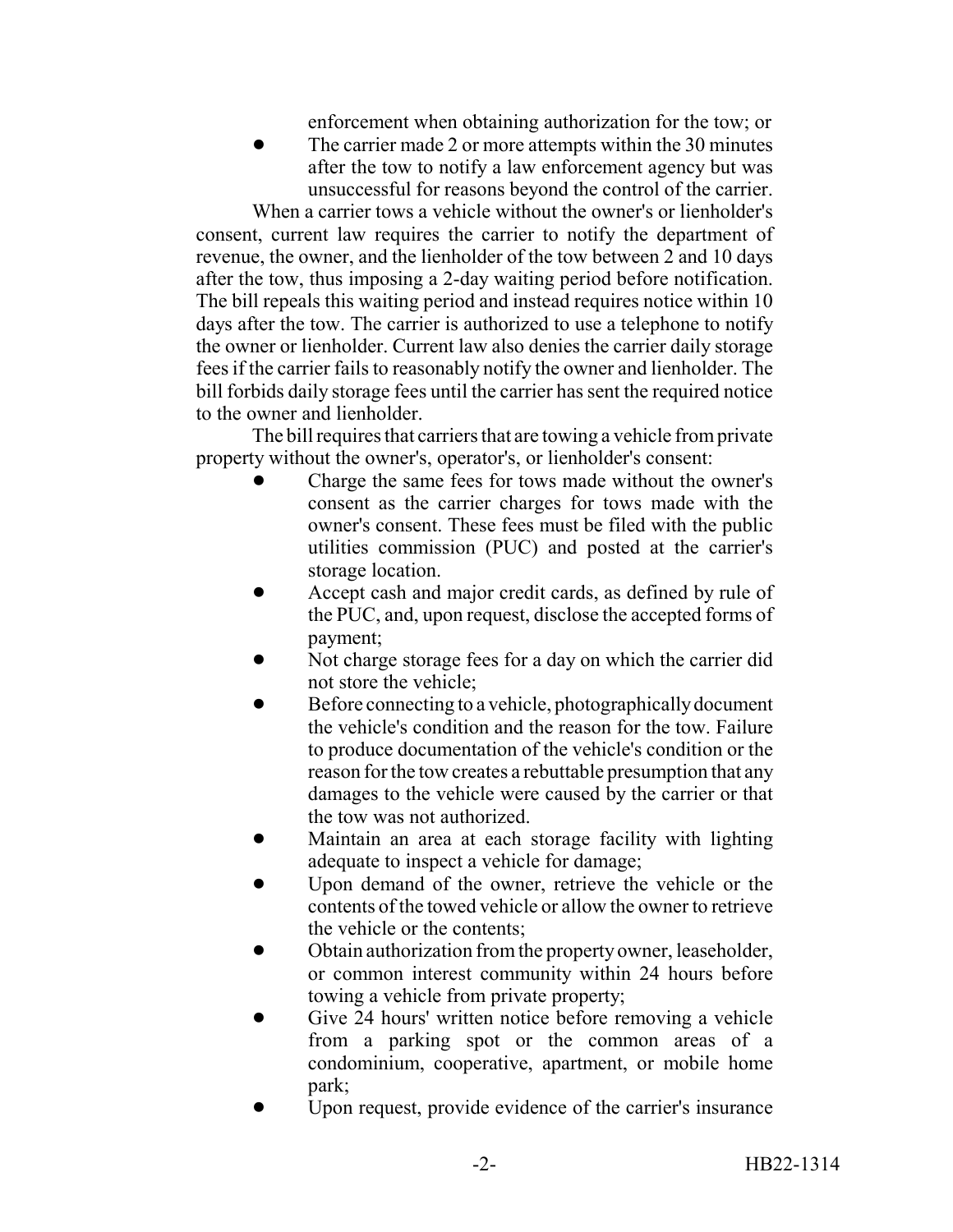enforcement when obtaining authorization for the tow; or

- The carrier made 2 or more attempts within the 30 minutes after the tow to notify a law enforcement agency but was unsuccessful for reasons beyond the control of the carrier.

When a carrier tows a vehicle without the owner's or lienholder's consent, current law requires the carrier to notify the department of revenue, the owner, and the lienholder of the tow between 2 and 10 days after the tow, thus imposing a 2-day waiting period before notification. The bill repeals this waiting period and instead requires notice within 10 days after the tow. The carrier is authorized to use a telephone to notify the owner or lienholder. Current law also denies the carrier daily storage fees if the carrier fails to reasonably notify the owner and lienholder. The bill forbids daily storage fees until the carrier has sent the required notice to the owner and lienholder.

The bill requires that carriers that are towing a vehicle from private property without the owner's, operator's, or lienholder's consent:

- Charge the same fees for tows made without the owner's consent as the carrier charges for tows made with the owner's consent. These fees must be filed with the public utilities commission (PUC) and posted at the carrier's storage location.
- Accept cash and major credit cards, as defined by rule of the PUC, and, upon request, disclose the accepted forms of payment;
- Not charge storage fees for a day on which the carrier did not store the vehicle;
- Before connecting to a vehicle, photographically document the vehicle's condition and the reason for the tow. Failure to produce documentation of the vehicle's condition or the reason for the tow creates a rebuttable presumption that any damages to the vehicle were caused by the carrier or that the tow was not authorized.
- Maintain an area at each storage facility with lighting adequate to inspect a vehicle for damage;
- Upon demand of the owner, retrieve the vehicle or the contents of the towed vehicle or allow the owner to retrieve the vehicle or the contents;
- Obtain authorization from the property owner, leaseholder, or common interest community within 24 hours before towing a vehicle from private property;
- Give 24 hours' written notice before removing a vehicle from a parking spot or the common areas of a condominium, cooperative, apartment, or mobile home park;
- Upon request, provide evidence of the carrier's insurance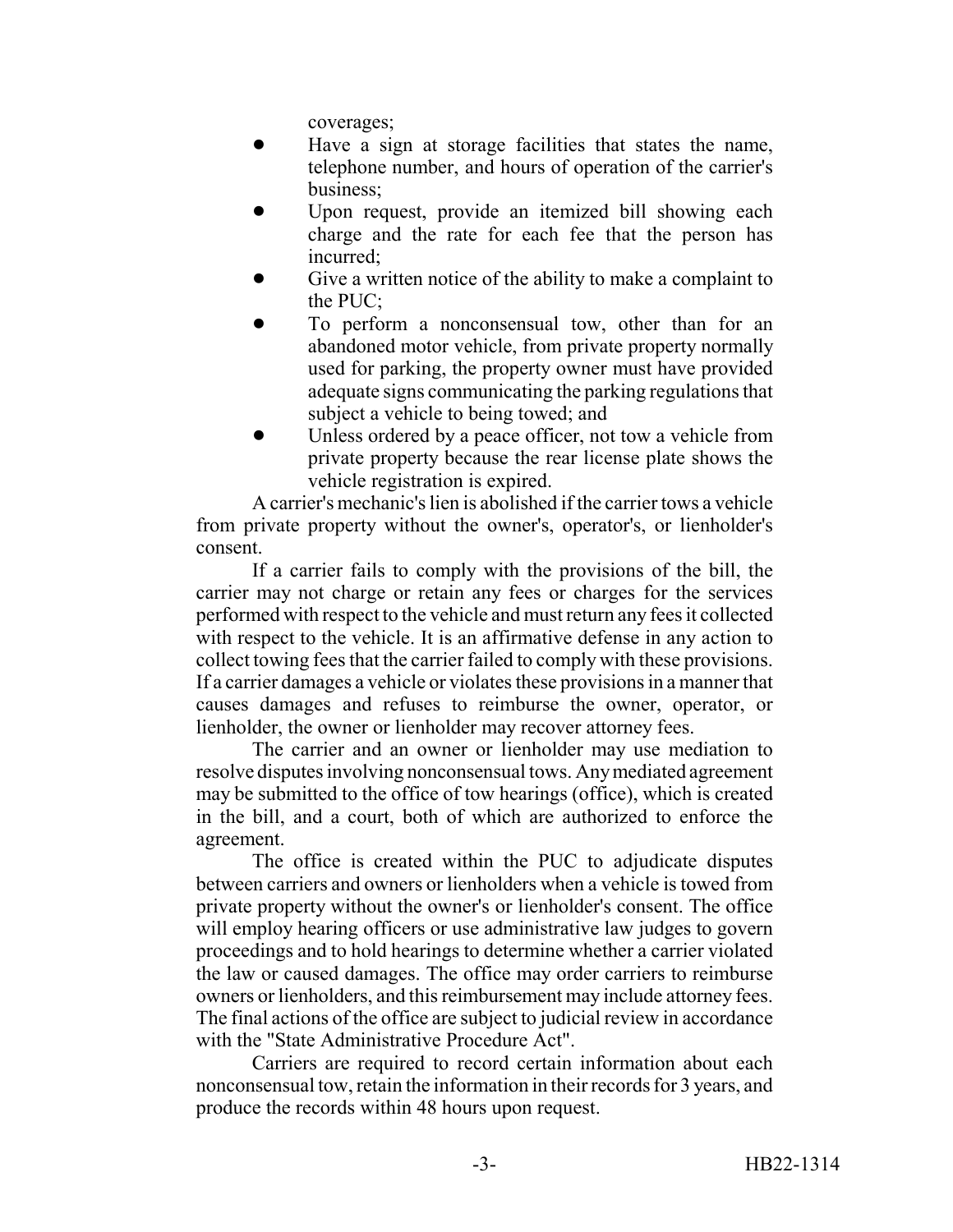coverages;

- Have a sign at storage facilities that states the name, telephone number, and hours of operation of the carrier's business;
- Upon request, provide an itemized bill showing each charge and the rate for each fee that the person has incurred;
- Give a written notice of the ability to make a complaint to the PUC;
- To perform a nonconsensual tow, other than for an abandoned motor vehicle, from private property normally used for parking, the property owner must have provided adequate signs communicating the parking regulations that subject a vehicle to being towed; and
- Unless ordered by a peace officer, not tow a vehicle from private property because the rear license plate shows the vehicle registration is expired.

A carrier's mechanic's lien is abolished if the carrier tows a vehicle from private property without the owner's, operator's, or lienholder's consent.

If a carrier fails to comply with the provisions of the bill, the carrier may not charge or retain any fees or charges for the services performed with respect to the vehicle and must return any fees it collected with respect to the vehicle. It is an affirmative defense in any action to collect towing fees that the carrier failed to comply with these provisions. If a carrier damages a vehicle or violates these provisions in a manner that causes damages and refuses to reimburse the owner, operator, or lienholder, the owner or lienholder may recover attorney fees.

The carrier and an owner or lienholder may use mediation to resolve disputes involving nonconsensual tows. Any mediated agreement may be submitted to the office of tow hearings (office), which is created in the bill, and a court, both of which are authorized to enforce the agreement.

The office is created within the PUC to adjudicate disputes between carriers and owners or lienholders when a vehicle is towed from private property without the owner's or lienholder's consent. The office will employ hearing officers or use administrative law judges to govern proceedings and to hold hearings to determine whether a carrier violated the law or caused damages. The office may order carriers to reimburse owners or lienholders, and this reimbursement may include attorney fees. The final actions of the office are subject to judicial review in accordance with the "State Administrative Procedure Act".

Carriers are required to record certain information about each nonconsensual tow, retain the information in their records for 3 years, and produce the records within 48 hours upon request.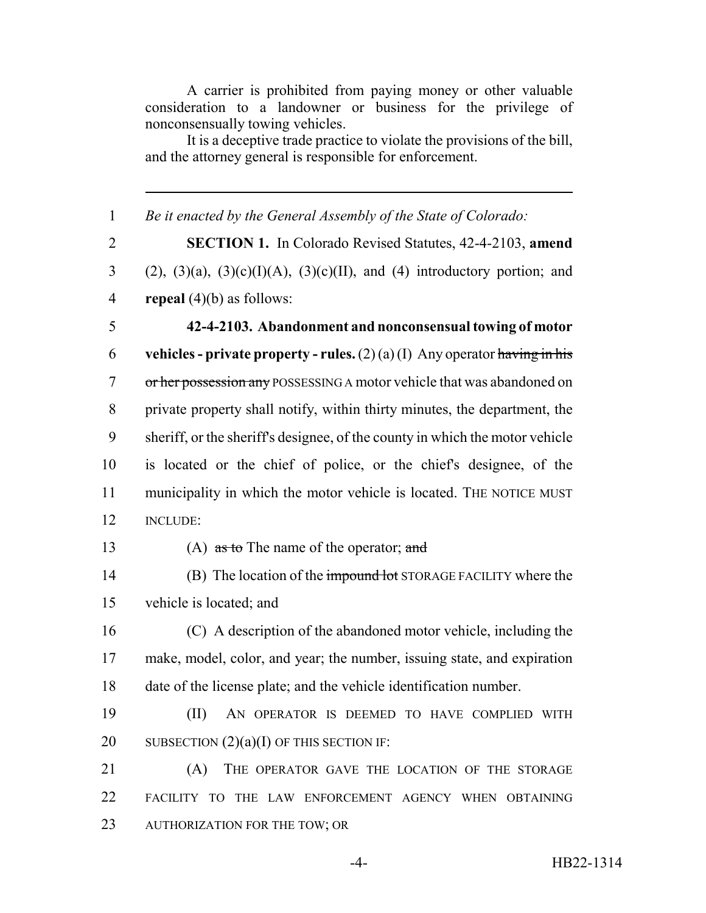A carrier is prohibited from paying money or other valuable consideration to a landowner or business for the privilege of nonconsensually towing vehicles.

It is a deceptive trade practice to violate the provisions of the bill, and the attorney general is responsible for enforcement.

---

1 *Be it enacted by the General Assembly of the State of Colorado:*

2 **SECTION 1.** In Colorado Revised Statutes, 42-4-2103, **amend**
3 (2), (3)(a), (3)(c)(I)(A), (3)(c)(II), and (4) introductory portion; and
4 **repeal** (4)(b) as follows:

5 **42-4-2103. Abandonment and nonconsensual towing of motor**
6 **vehicles - private property - rules.** (2) (a) (I) Any operator ~~having in his~~
7 ~~or her possession any~~ POSSESSING A motor vehicle that was abandoned on
8 private property shall notify, within thirty minutes, the department, the
9 sheriff, or the sheriff's designee, of the county in which the motor vehicle
10 is located or the chief of police, or the chief's designee, of the
11 municipality in which the motor vehicle is located. THE NOTICE MUST
12 INCLUDE:

13 (A) ~~as to~~ The name of the operator; ~~and~~

14 (B) The location of the ~~impound lot~~ STORAGE FACILITY where the
15 vehicle is located; and

16 (C) A description of the abandoned motor vehicle, including the
17 make, model, color, and year; the number, issuing state, and expiration
18 date of the license plate; and the vehicle identification number.

19 (II) AN OPERATOR IS DEEMED TO HAVE COMPLIED WITH
20 SUBSECTION (2)(a)(I) OF THIS SECTION IF:

21 (A) THE OPERATOR GAVE THE LOCATION OF THE STORAGE
22 FACILITY TO THE LAW ENFORCEMENT AGENCY WHEN OBTAINING
23 AUTHORIZATION FOR THE TOW; OR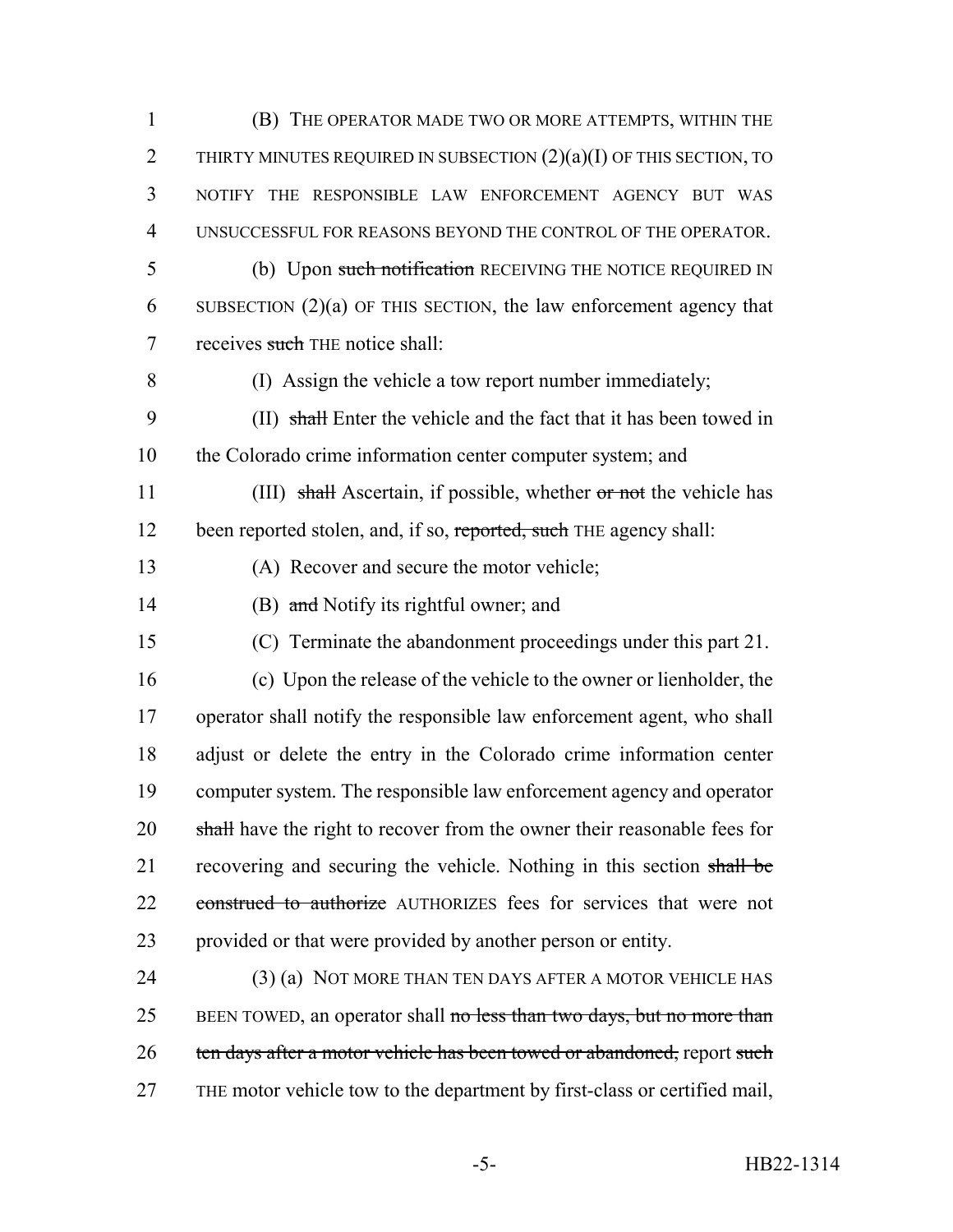(B) THE OPERATOR MADE TWO OR MORE ATTEMPTS, WITHIN THE THIRTY MINUTES REQUIRED IN SUBSECTION (2)(a)(I) OF THIS SECTION, TO NOTIFY THE RESPONSIBLE LAW ENFORCEMENT AGENCY BUT WAS UNSUCCESSFUL FOR REASONS BEYOND THE CONTROL OF THE OPERATOR.

(b) Upon ~~such notification~~ RECEIVING THE NOTICE REQUIRED IN SUBSECTION (2)(a) OF THIS SECTION, the law enforcement agency that receives ~~such~~ THE notice shall:

(I) Assign the vehicle a tow report number immediately;

(II) ~~shall~~ Enter the vehicle and the fact that it has been towed in the Colorado crime information center computer system; and

(III) ~~shall~~ Ascertain, if possible, whether ~~or not~~ the vehicle has been reported stolen, and, if so, ~~reported, such~~ THE agency shall:

(A) Recover and secure the motor vehicle;

(B) ~~and~~ Notify its rightful owner; and

(C) Terminate the abandonment proceedings under this part 21.

(c) Upon the release of the vehicle to the owner or lienholder, the operator shall notify the responsible law enforcement agent, who shall adjust or delete the entry in the Colorado crime information center computer system. The responsible law enforcement agency and operator ~~shall~~ have the right to recover from the owner their reasonable fees for recovering and securing the vehicle. Nothing in this section ~~shall be construed to authorize~~ AUTHORIZES fees for services that were not provided or that were provided by another person or entity.

(3) (a) NOT MORE THAN TEN DAYS AFTER A MOTOR VEHICLE HAS BEEN TOWED, an operator shall ~~no less than two days, but no more than ten days after a motor vehicle has been towed or abandoned,~~ report ~~such~~ THE motor vehicle tow to the department by first-class or certified mail,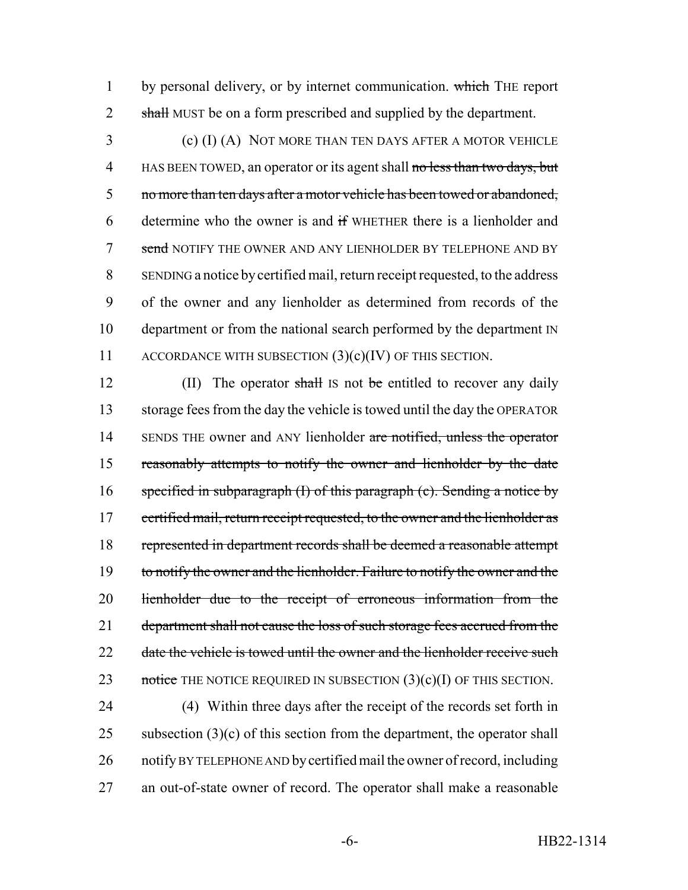by personal delivery, or by internet communication. ~~which~~ THE report ~~shall~~ MUST be on a form prescribed and supplied by the department.

(c) (I) (A) NOT MORE THAN TEN DAYS AFTER A MOTOR VEHICLE HAS BEEN TOWED, an operator or its agent shall ~~no less than two days, but no more than ten days after a motor vehicle has been towed or abandoned,~~ determine who the owner is and ~~if~~ WHETHER there is a lienholder and ~~send~~ NOTIFY THE OWNER AND ANY LIENHOLDER BY TELEPHONE AND BY SENDING a notice by certified mail, return receipt requested, to the address of the owner and any lienholder as determined from records of the department or from the national search performed by the department IN ACCORDANCE WITH SUBSECTION (3)(c)(IV) OF THIS SECTION.

(II) The operator ~~shall~~ IS not ~~be~~ entitled to recover any daily storage fees from the day the vehicle is towed until the day the OPERATOR SENDS THE owner and ANY lienholder ~~are notified, unless the operator reasonably attempts to notify the owner and lienholder by the date specified in subparagraph (I) of this paragraph (c). Sending a notice by certified mail, return receipt requested, to the owner and the lienholder as represented in department records shall be deemed a reasonable attempt to notify the owner and the lienholder. Failure to notify the owner and the lienholder due to the receipt of erroneous information from the department shall not cause the loss of such storage fees accrued from the date the vehicle is towed until the owner and the lienholder receive such notice~~ THE NOTICE REQUIRED IN SUBSECTION (3)(c)(I) OF THIS SECTION.

(4) Within three days after the receipt of the records set forth in subsection (3)(c) of this section from the department, the operator shall notify BY TELEPHONE AND by certified mail the owner of record, including an out-of-state owner of record. The operator shall make a reasonable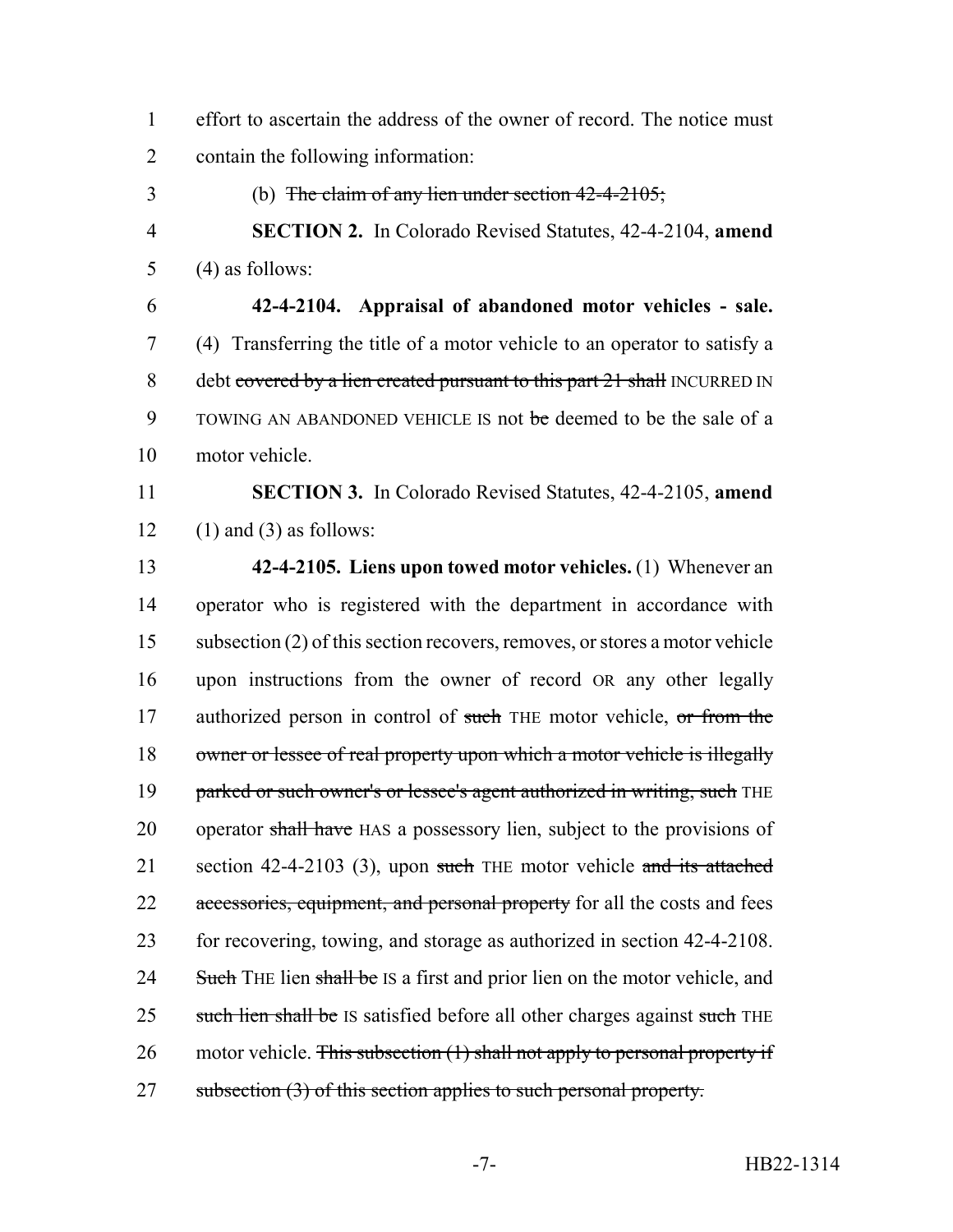effort to ascertain the address of the owner of record. The notice must contain the following information:

(b) ~~The claim of any lien under section 42-4-2105;~~

**SECTION 2.** In Colorado Revised Statutes, 42-4-2104, **amend** (4) as follows:

**42-4-2104. Appraisal of abandoned motor vehicles - sale.** (4) Transferring the title of a motor vehicle to an operator to satisfy a debt ~~covered by a lien created pursuant to this part 21 shall~~ INCURRED IN TOWING AN ABANDONED VEHICLE IS not ~~be~~ deemed to be the sale of a motor vehicle.

**SECTION 3.** In Colorado Revised Statutes, 42-4-2105, **amend** (1) and (3) as follows:

**42-4-2105. Liens upon towed motor vehicles.** (1) Whenever an operator who is registered with the department in accordance with subsection (2) of this section recovers, removes, or stores a motor vehicle upon instructions from the owner of record OR any other legally authorized person in control of ~~such~~ THE motor vehicle, ~~or from the owner or lessee of real property upon which a motor vehicle is illegally parked or such owner's or lessee's agent authorized in writing, such~~ THE operator ~~shall have~~ HAS a possessory lien, subject to the provisions of section 42-4-2103 (3), upon ~~such~~ THE motor vehicle ~~and its attached accessories, equipment, and personal property~~ for all the costs and fees for recovering, towing, and storage as authorized in section 42-4-2108. ~~Such~~ THE lien ~~shall be~~ IS a first and prior lien on the motor vehicle, and ~~such lien shall be~~ IS satisfied before all other charges against ~~such~~ THE motor vehicle. ~~This subsection (1) shall not apply to personal property if subsection (3) of this section applies to such personal property.~~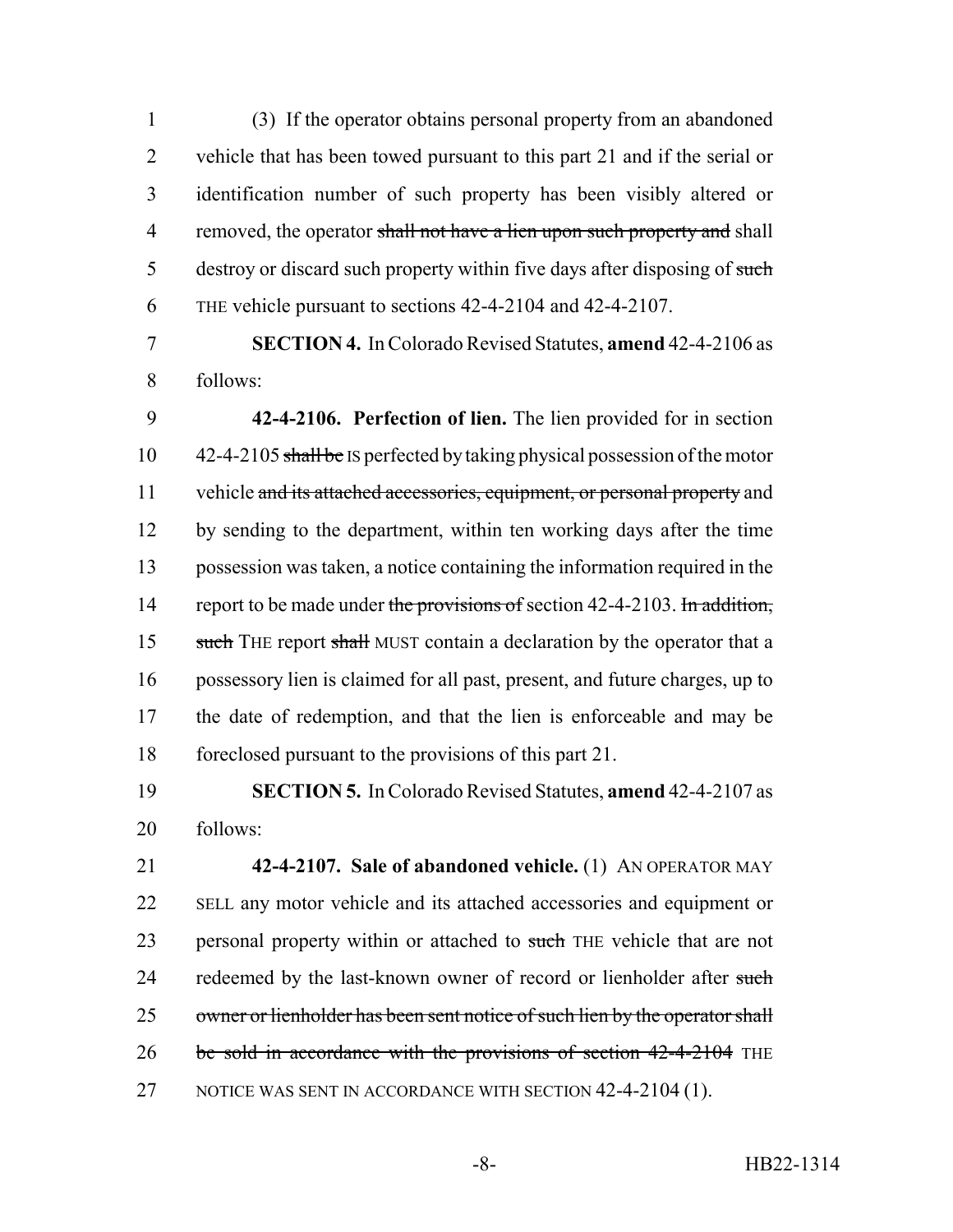(3) If the operator obtains personal property from an abandoned vehicle that has been towed pursuant to this part 21 and if the serial or identification number of such property has been visibly altered or removed, the operator ~~shall not have a lien upon such property and~~ shall destroy or discard such property within five days after disposing of ~~such~~ THE vehicle pursuant to sections 42-4-2104 and 42-4-2107.

**SECTION 4.** In Colorado Revised Statutes, **amend** 42-4-2106 as follows:

**42-4-2106. Perfection of lien.** The lien provided for in section 42-4-2105 ~~shall be~~ IS perfected by taking physical possession of the motor vehicle ~~and its attached accessories, equipment, or personal property~~ and by sending to the department, within ten working days after the time possession was taken, a notice containing the information required in the report to be made under ~~the provisions of~~ section 42-4-2103. ~~In addition, such~~ THE report ~~shall~~ MUST contain a declaration by the operator that a possessory lien is claimed for all past, present, and future charges, up to the date of redemption, and that the lien is enforceable and may be foreclosed pursuant to the provisions of this part 21.

**SECTION 5.** In Colorado Revised Statutes, **amend** 42-4-2107 as follows:

**42-4-2107. Sale of abandoned vehicle.** (1) AN OPERATOR MAY SELL any motor vehicle and its attached accessories and equipment or personal property within or attached to ~~such~~ THE vehicle that are not redeemed by the last-known owner of record or lienholder after ~~such owner or lienholder has been sent notice of such lien by the operator shall be sold in accordance with the provisions of section 42-4-2104~~ THE NOTICE WAS SENT IN ACCORDANCE WITH SECTION 42-4-2104 (1).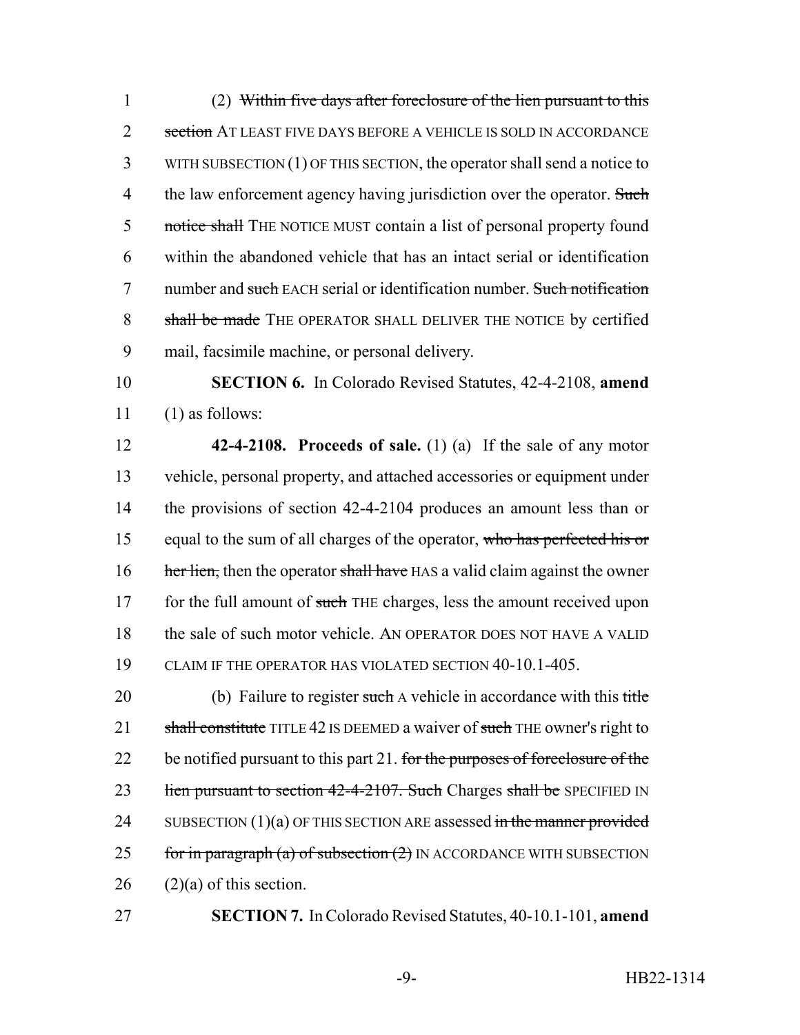(2) ~~Within five days after foreclosure of the lien pursuant to this section~~ AT LEAST FIVE DAYS BEFORE A VEHICLE IS SOLD IN ACCORDANCE WITH SUBSECTION (1) OF THIS SECTION, the operator shall send a notice to the law enforcement agency having jurisdiction over the operator. ~~Such notice shall~~ THE NOTICE MUST contain a list of personal property found within the abandoned vehicle that has an intact serial or identification number and ~~such~~ EACH serial or identification number. ~~Such notification shall be made~~ THE OPERATOR SHALL DELIVER THE NOTICE by certified mail, facsimile machine, or personal delivery.

**SECTION 6.** In Colorado Revised Statutes, 42-4-2108, **amend** (1) as follows:

**42-4-2108. Proceeds of sale.** (1) (a) If the sale of any motor vehicle, personal property, and attached accessories or equipment under the provisions of section 42-4-2104 produces an amount less than or equal to the sum of all charges of the operator, ~~who has perfected his or her lien,~~ then the operator ~~shall have~~ HAS a valid claim against the owner for the full amount of ~~such~~ THE charges, less the amount received upon the sale of such motor vehicle. AN OPERATOR DOES NOT HAVE A VALID CLAIM IF THE OPERATOR HAS VIOLATED SECTION 40-10.1-405.

(b) Failure to register ~~such~~ A vehicle in accordance with this ~~title shall constitute~~ TITLE 42 IS DEEMED a waiver of ~~such~~ THE owner's right to be notified pursuant to this part 21. ~~for the purposes of foreclosure of the lien pursuant to section 42-4-2107. Such~~ Charges ~~shall be~~ SPECIFIED IN SUBSECTION (1)(a) OF THIS SECTION ARE assessed ~~in the manner provided for in paragraph (a) of subsection (2)~~ IN ACCORDANCE WITH SUBSECTION (2)(a) of this section.

**SECTION 7.** In Colorado Revised Statutes, 40-10.1-101, **amend**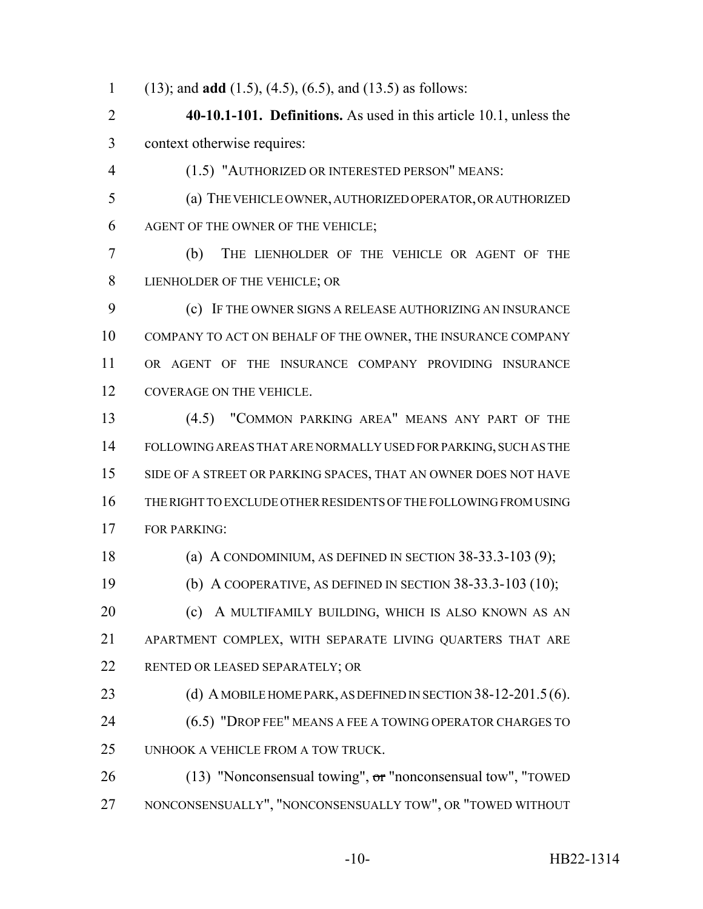(13); and **add** (1.5), (4.5), (6.5), and (13.5) as follows:

**40-10.1-101. Definitions.** As used in this article 10.1, unless the context otherwise requires:

(1.5) "AUTHORIZED OR INTERESTED PERSON" MEANS:

(a) THE VEHICLE OWNER, AUTHORIZED OPERATOR, OR AUTHORIZED AGENT OF THE OWNER OF THE VEHICLE;

(b) THE LIENHOLDER OF THE VEHICLE OR AGENT OF THE LIENHOLDER OF THE VEHICLE; OR

(c) IF THE OWNER SIGNS A RELEASE AUTHORIZING AN INSURANCE COMPANY TO ACT ON BEHALF OF THE OWNER, THE INSURANCE COMPANY OR AGENT OF THE INSURANCE COMPANY PROVIDING INSURANCE COVERAGE ON THE VEHICLE.

(4.5) "COMMON PARKING AREA" MEANS ANY PART OF THE FOLLOWING AREAS THAT ARE NORMALLY USED FOR PARKING, SUCH AS THE SIDE OF A STREET OR PARKING SPACES, THAT AN OWNER DOES NOT HAVE THE RIGHT TO EXCLUDE OTHER RESIDENTS OF THE FOLLOWING FROM USING FOR PARKING:

(a) A CONDOMINIUM, AS DEFINED IN SECTION 38-33.3-103 (9);

(b) A COOPERATIVE, AS DEFINED IN SECTION 38-33.3-103 (10);

(c) A MULTIFAMILY BUILDING, WHICH IS ALSO KNOWN AS AN APARTMENT COMPLEX, WITH SEPARATE LIVING QUARTERS THAT ARE RENTED OR LEASED SEPARATELY; OR

(d) A MOBILE HOME PARK, AS DEFINED IN SECTION 38-12-201.5 (6).

(6.5) "DROP FEE" MEANS A FEE A TOWING OPERATOR CHARGES TO UNHOOK A VEHICLE FROM A TOW TRUCK.

(13) "Nonconsensual towing", ~~or~~ "nonconsensual tow", "TOWED NONCONSENSUALLY", "NONCONSENSUALLY TOW", OR "TOWED WITHOUT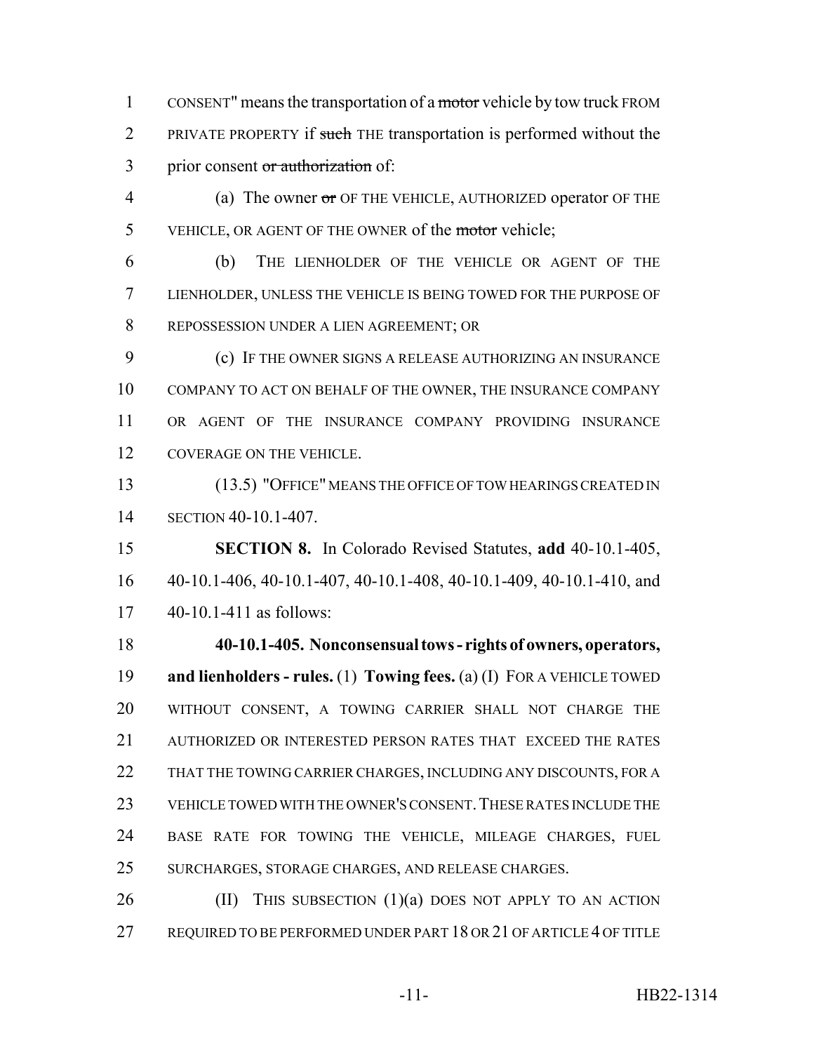CONSENT" means the transportation of a ~~motor~~ vehicle by tow truck FROM PRIVATE PROPERTY if ~~such~~ THE transportation is performed without the prior consent ~~or authorization~~ of:

(a) The owner ~~or~~ OF THE VEHICLE, AUTHORIZED operator OF THE VEHICLE, OR AGENT OF THE OWNER of the ~~motor~~ vehicle;

(b) THE LIENHOLDER OF THE VEHICLE OR AGENT OF THE LIENHOLDER, UNLESS THE VEHICLE IS BEING TOWED FOR THE PURPOSE OF REPOSSESSION UNDER A LIEN AGREEMENT; OR

(c) IF THE OWNER SIGNS A RELEASE AUTHORIZING AN INSURANCE COMPANY TO ACT ON BEHALF OF THE OWNER, THE INSURANCE COMPANY OR AGENT OF THE INSURANCE COMPANY PROVIDING INSURANCE COVERAGE ON THE VEHICLE.

(13.5) "OFFICE" MEANS THE OFFICE OF TOW HEARINGS CREATED IN SECTION 40-10.1-407.

**SECTION 8.** In Colorado Revised Statutes, **add** 40-10.1-405, 40-10.1-406, 40-10.1-407, 40-10.1-408, 40-10.1-409, 40-10.1-410, and 40-10.1-411 as follows:

**40-10.1-405. Nonconsensual tows - rights of owners, operators, and lienholders - rules.** (1) **Towing fees.** (a) (I) FOR A VEHICLE TOWED WITHOUT CONSENT, A TOWING CARRIER SHALL NOT CHARGE THE AUTHORIZED OR INTERESTED PERSON RATES THAT EXCEED THE RATES THAT THE TOWING CARRIER CHARGES, INCLUDING ANY DISCOUNTS, FOR A VEHICLE TOWED WITH THE OWNER'S CONSENT. THESE RATES INCLUDE THE BASE RATE FOR TOWING THE VEHICLE, MILEAGE CHARGES, FUEL SURCHARGES, STORAGE CHARGES, AND RELEASE CHARGES.

(II) THIS SUBSECTION (1)(a) DOES NOT APPLY TO AN ACTION REQUIRED TO BE PERFORMED UNDER PART 18 OR 21 OF ARTICLE 4 OF TITLE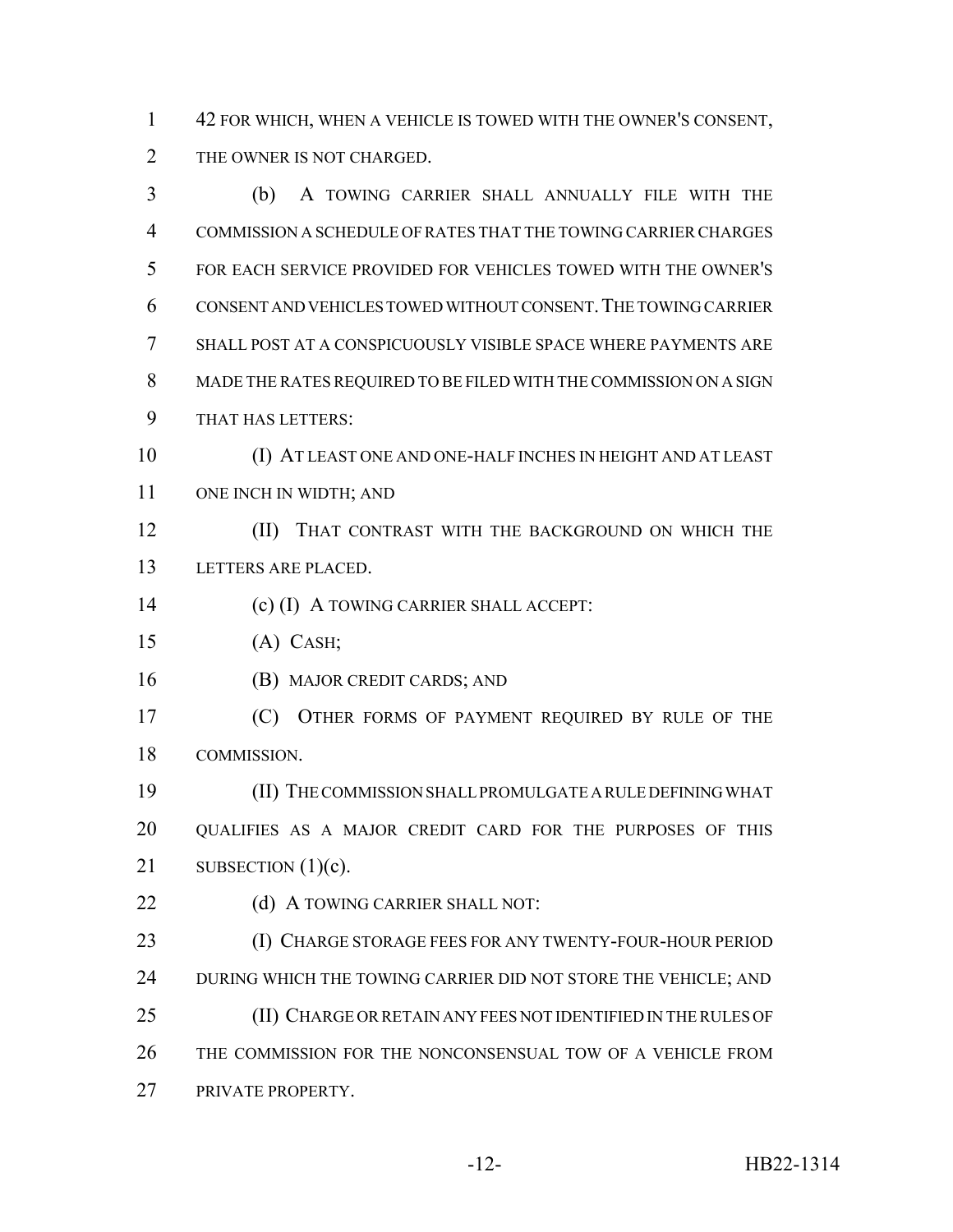42 FOR WHICH, WHEN A VEHICLE IS TOWED WITH THE OWNER'S CONSENT, THE OWNER IS NOT CHARGED.

(b) A TOWING CARRIER SHALL ANNUALLY FILE WITH THE COMMISSION A SCHEDULE OF RATES THAT THE TOWING CARRIER CHARGES FOR EACH SERVICE PROVIDED FOR VEHICLES TOWED WITH THE OWNER'S CONSENT AND VEHICLES TOWED WITHOUT CONSENT. THE TOWING CARRIER SHALL POST AT A CONSPICUOUSLY VISIBLE SPACE WHERE PAYMENTS ARE MADE THE RATES REQUIRED TO BE FILED WITH THE COMMISSION ON A SIGN THAT HAS LETTERS:

(I) AT LEAST ONE AND ONE-HALF INCHES IN HEIGHT AND AT LEAST ONE INCH IN WIDTH; AND

(II) THAT CONTRAST WITH THE BACKGROUND ON WHICH THE LETTERS ARE PLACED.

(c) (I) A TOWING CARRIER SHALL ACCEPT:

(A) CASH;

(B) MAJOR CREDIT CARDS; AND

(C) OTHER FORMS OF PAYMENT REQUIRED BY RULE OF THE COMMISSION.

(II) THE COMMISSION SHALL PROMULGATE A RULE DEFINING WHAT QUALIFIES AS A MAJOR CREDIT CARD FOR THE PURPOSES OF THIS SUBSECTION (1)(c).

(d) A TOWING CARRIER SHALL NOT:

(I) CHARGE STORAGE FEES FOR ANY TWENTY-FOUR-HOUR PERIOD DURING WHICH THE TOWING CARRIER DID NOT STORE THE VEHICLE; AND

(II) CHARGE OR RETAIN ANY FEES NOT IDENTIFIED IN THE RULES OF THE COMMISSION FOR THE NONCONSENSUAL TOW OF A VEHICLE FROM PRIVATE PROPERTY.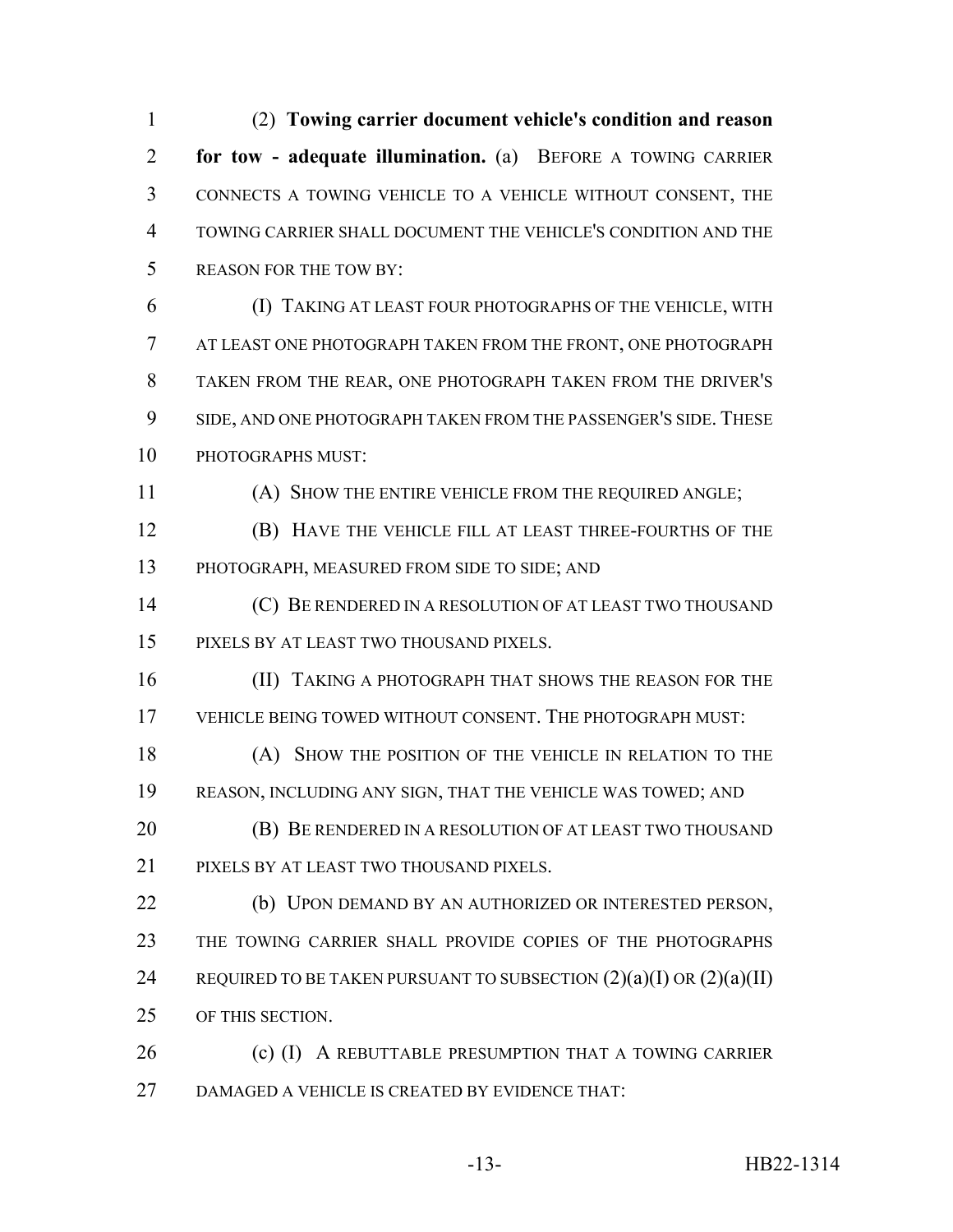(2) **Towing carrier document vehicle's condition and reason for tow - adequate illumination.** (a) BEFORE A TOWING CARRIER CONNECTS A TOWING VEHICLE TO A VEHICLE WITHOUT CONSENT, THE TOWING CARRIER SHALL DOCUMENT THE VEHICLE'S CONDITION AND THE REASON FOR THE TOW BY:

(I) TAKING AT LEAST FOUR PHOTOGRAPHS OF THE VEHICLE, WITH AT LEAST ONE PHOTOGRAPH TAKEN FROM THE FRONT, ONE PHOTOGRAPH TAKEN FROM THE REAR, ONE PHOTOGRAPH TAKEN FROM THE DRIVER'S SIDE, AND ONE PHOTOGRAPH TAKEN FROM THE PASSENGER'S SIDE. THESE PHOTOGRAPHS MUST:

(A) SHOW THE ENTIRE VEHICLE FROM THE REQUIRED ANGLE;

(B) HAVE THE VEHICLE FILL AT LEAST THREE-FOURTHS OF THE PHOTOGRAPH, MEASURED FROM SIDE TO SIDE; AND

(C) BE RENDERED IN A RESOLUTION OF AT LEAST TWO THOUSAND PIXELS BY AT LEAST TWO THOUSAND PIXELS.

(II) TAKING A PHOTOGRAPH THAT SHOWS THE REASON FOR THE VEHICLE BEING TOWED WITHOUT CONSENT. THE PHOTOGRAPH MUST:

(A) SHOW THE POSITION OF THE VEHICLE IN RELATION TO THE REASON, INCLUDING ANY SIGN, THAT THE VEHICLE WAS TOWED; AND

(B) BE RENDERED IN A RESOLUTION OF AT LEAST TWO THOUSAND PIXELS BY AT LEAST TWO THOUSAND PIXELS.

(b) UPON DEMAND BY AN AUTHORIZED OR INTERESTED PERSON, THE TOWING CARRIER SHALL PROVIDE COPIES OF THE PHOTOGRAPHS REQUIRED TO BE TAKEN PURSUANT TO SUBSECTION (2)(a)(I) OR (2)(a)(II) OF THIS SECTION.

(c) (I) A REBUTTABLE PRESUMPTION THAT A TOWING CARRIER DAMAGED A VEHICLE IS CREATED BY EVIDENCE THAT: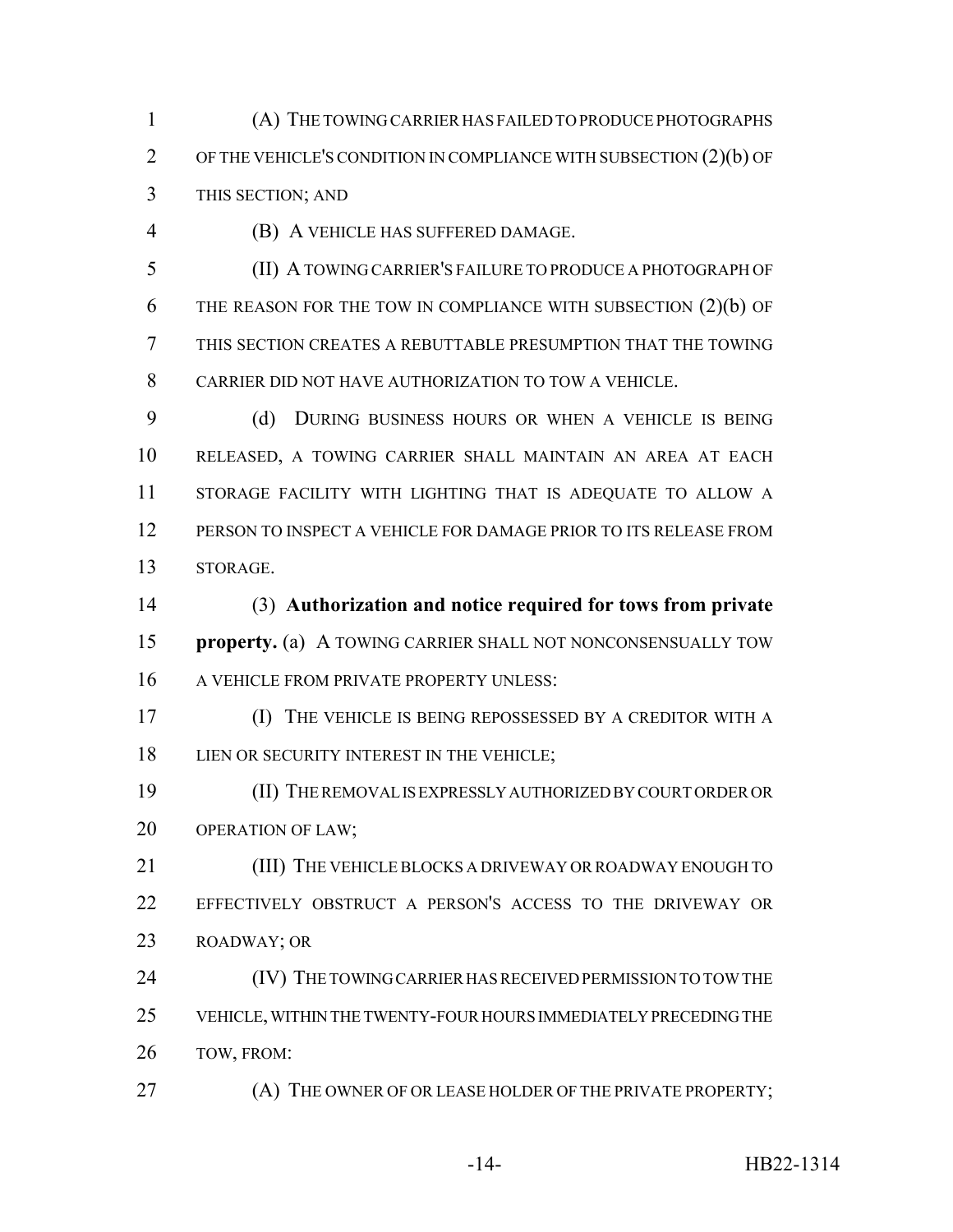(A) THE TOWING CARRIER HAS FAILED TO PRODUCE PHOTOGRAPHS OF THE VEHICLE'S CONDITION IN COMPLIANCE WITH SUBSECTION (2)(b) OF THIS SECTION; AND

(B) A VEHICLE HAS SUFFERED DAMAGE.

(II) A TOWING CARRIER'S FAILURE TO PRODUCE A PHOTOGRAPH OF THE REASON FOR THE TOW IN COMPLIANCE WITH SUBSECTION (2)(b) OF THIS SECTION CREATES A REBUTTABLE PRESUMPTION THAT THE TOWING CARRIER DID NOT HAVE AUTHORIZATION TO TOW A VEHICLE.

(d) DURING BUSINESS HOURS OR WHEN A VEHICLE IS BEING RELEASED, A TOWING CARRIER SHALL MAINTAIN AN AREA AT EACH STORAGE FACILITY WITH LIGHTING THAT IS ADEQUATE TO ALLOW A PERSON TO INSPECT A VEHICLE FOR DAMAGE PRIOR TO ITS RELEASE FROM STORAGE.

(3) **Authorization and notice required for tows from private property.** (a) A TOWING CARRIER SHALL NOT NONCONSENSUALLY TOW A VEHICLE FROM PRIVATE PROPERTY UNLESS:

(I) THE VEHICLE IS BEING REPOSSESSED BY A CREDITOR WITH A LIEN OR SECURITY INTEREST IN THE VEHICLE;

(II) THE REMOVAL IS EXPRESSLY AUTHORIZED BY COURT ORDER OR OPERATION OF LAW;

(III) THE VEHICLE BLOCKS A DRIVEWAY OR ROADWAY ENOUGH TO EFFECTIVELY OBSTRUCT A PERSON'S ACCESS TO THE DRIVEWAY OR ROADWAY; OR

(IV) THE TOWING CARRIER HAS RECEIVED PERMISSION TO TOW THE VEHICLE, WITHIN THE TWENTY-FOUR HOURS IMMEDIATELY PRECEDING THE TOW, FROM:

(A) THE OWNER OF OR LEASE HOLDER OF THE PRIVATE PROPERTY;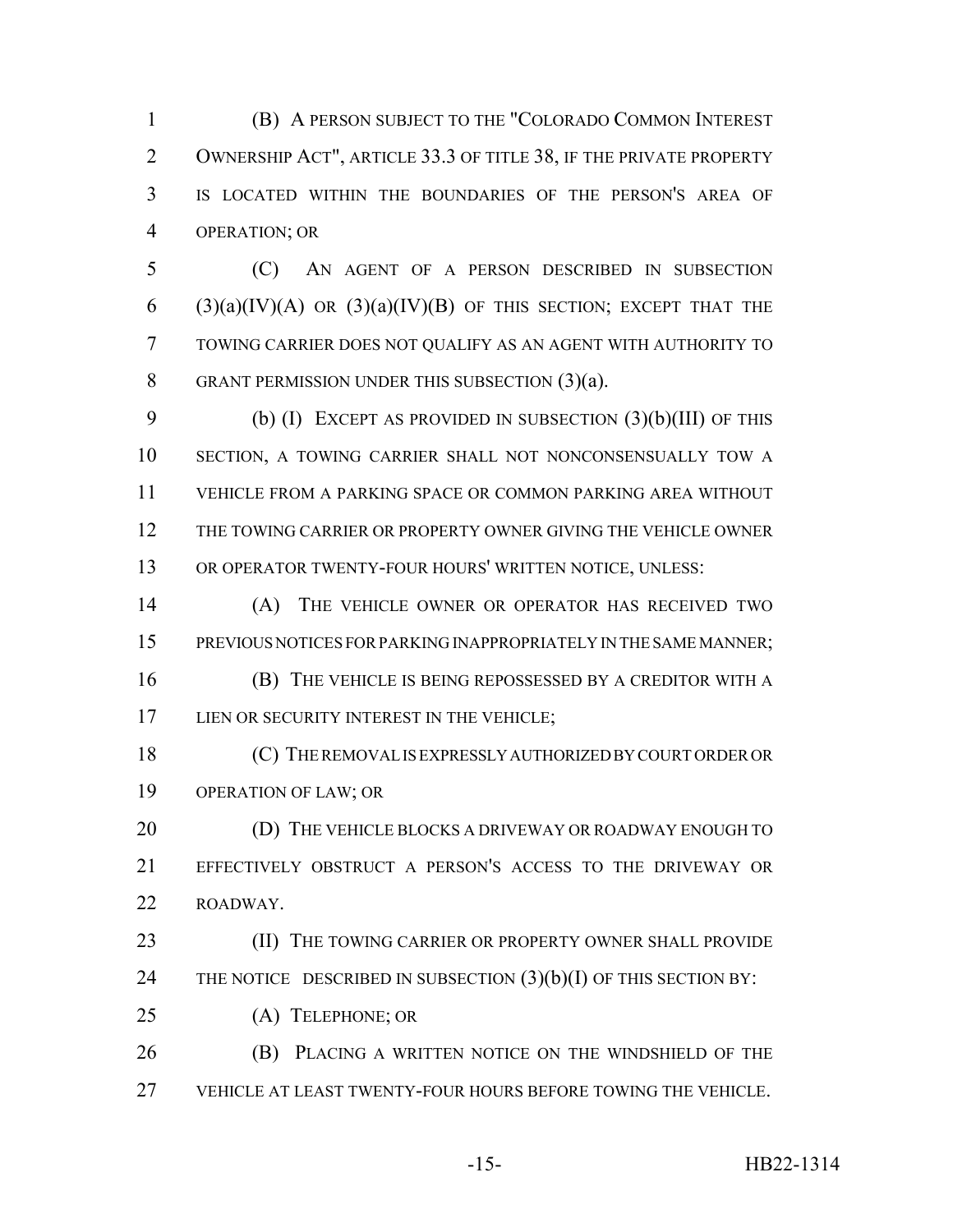(B) A PERSON SUBJECT TO THE "COLORADO COMMON INTEREST OWNERSHIP ACT", ARTICLE 33.3 OF TITLE 38, IF THE PRIVATE PROPERTY IS LOCATED WITHIN THE BOUNDARIES OF THE PERSON'S AREA OF OPERATION; OR

(C) AN AGENT OF A PERSON DESCRIBED IN SUBSECTION (3)(a)(IV)(A) OR (3)(a)(IV)(B) OF THIS SECTION; EXCEPT THAT THE TOWING CARRIER DOES NOT QUALIFY AS AN AGENT WITH AUTHORITY TO GRANT PERMISSION UNDER THIS SUBSECTION (3)(a).

(b) (I) EXCEPT AS PROVIDED IN SUBSECTION (3)(b)(III) OF THIS SECTION, A TOWING CARRIER SHALL NOT NONCONSENSUALLY TOW A VEHICLE FROM A PARKING SPACE OR COMMON PARKING AREA WITHOUT THE TOWING CARRIER OR PROPERTY OWNER GIVING THE VEHICLE OWNER OR OPERATOR TWENTY-FOUR HOURS' WRITTEN NOTICE, UNLESS:

(A) THE VEHICLE OWNER OR OPERATOR HAS RECEIVED TWO PREVIOUS NOTICES FOR PARKING INAPPROPRIATELY IN THE SAME MANNER;

(B) THE VEHICLE IS BEING REPOSSESSED BY A CREDITOR WITH A LIEN OR SECURITY INTEREST IN THE VEHICLE;

(C) THE REMOVAL IS EXPRESSLY AUTHORIZED BY COURT ORDER OR OPERATION OF LAW; OR

(D) THE VEHICLE BLOCKS A DRIVEWAY OR ROADWAY ENOUGH TO EFFECTIVELY OBSTRUCT A PERSON'S ACCESS TO THE DRIVEWAY OR ROADWAY.

(II) THE TOWING CARRIER OR PROPERTY OWNER SHALL PROVIDE THE NOTICE DESCRIBED IN SUBSECTION (3)(b)(I) OF THIS SECTION BY:

(A) TELEPHONE; OR

(B) PLACING A WRITTEN NOTICE ON THE WINDSHIELD OF THE VEHICLE AT LEAST TWENTY-FOUR HOURS BEFORE TOWING THE VEHICLE.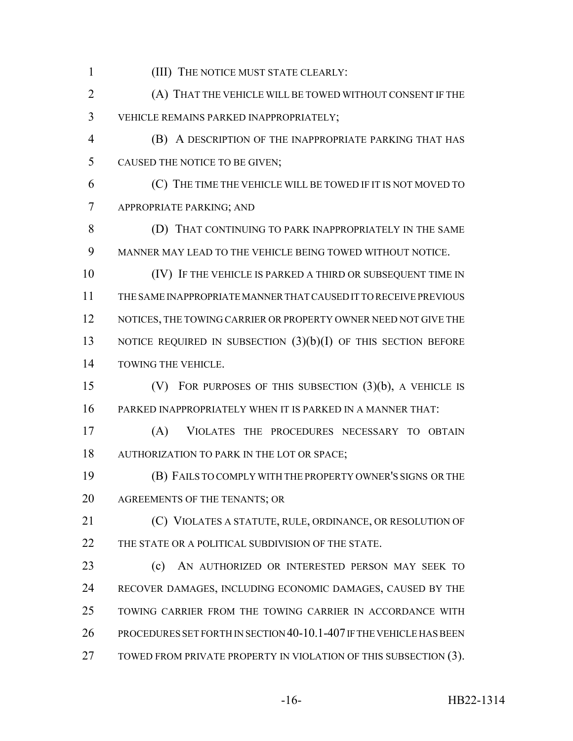(III) THE NOTICE MUST STATE CLEARLY:

(A) THAT THE VEHICLE WILL BE TOWED WITHOUT CONSENT IF THE VEHICLE REMAINS PARKED INAPPROPRIATELY;

(B) A DESCRIPTION OF THE INAPPROPRIATE PARKING THAT HAS CAUSED THE NOTICE TO BE GIVEN;

(C) THE TIME THE VEHICLE WILL BE TOWED IF IT IS NOT MOVED TO APPROPRIATE PARKING; AND

(D) THAT CONTINUING TO PARK INAPPROPRIATELY IN THE SAME MANNER MAY LEAD TO THE VEHICLE BEING TOWED WITHOUT NOTICE.

(IV) IF THE VEHICLE IS PARKED A THIRD OR SUBSEQUENT TIME IN THE SAME INAPPROPRIATE MANNER THAT CAUSED IT TO RECEIVE PREVIOUS NOTICES, THE TOWING CARRIER OR PROPERTY OWNER NEED NOT GIVE THE NOTICE REQUIRED IN SUBSECTION (3)(b)(I) OF THIS SECTION BEFORE TOWING THE VEHICLE.

(V) FOR PURPOSES OF THIS SUBSECTION (3)(b), A VEHICLE IS PARKED INAPPROPRIATELY WHEN IT IS PARKED IN A MANNER THAT:

(A) VIOLATES THE PROCEDURES NECESSARY TO OBTAIN AUTHORIZATION TO PARK IN THE LOT OR SPACE;

(B) FAILS TO COMPLY WITH THE PROPERTY OWNER'S SIGNS OR THE AGREEMENTS OF THE TENANTS; OR

(C) VIOLATES A STATUTE, RULE, ORDINANCE, OR RESOLUTION OF THE STATE OR A POLITICAL SUBDIVISION OF THE STATE.

(c) AN AUTHORIZED OR INTERESTED PERSON MAY SEEK TO RECOVER DAMAGES, INCLUDING ECONOMIC DAMAGES, CAUSED BY THE TOWING CARRIER FROM THE TOWING CARRIER IN ACCORDANCE WITH PROCEDURES SET FORTH IN SECTION 40-10.1-407 IF THE VEHICLE HAS BEEN TOWED FROM PRIVATE PROPERTY IN VIOLATION OF THIS SUBSECTION (3).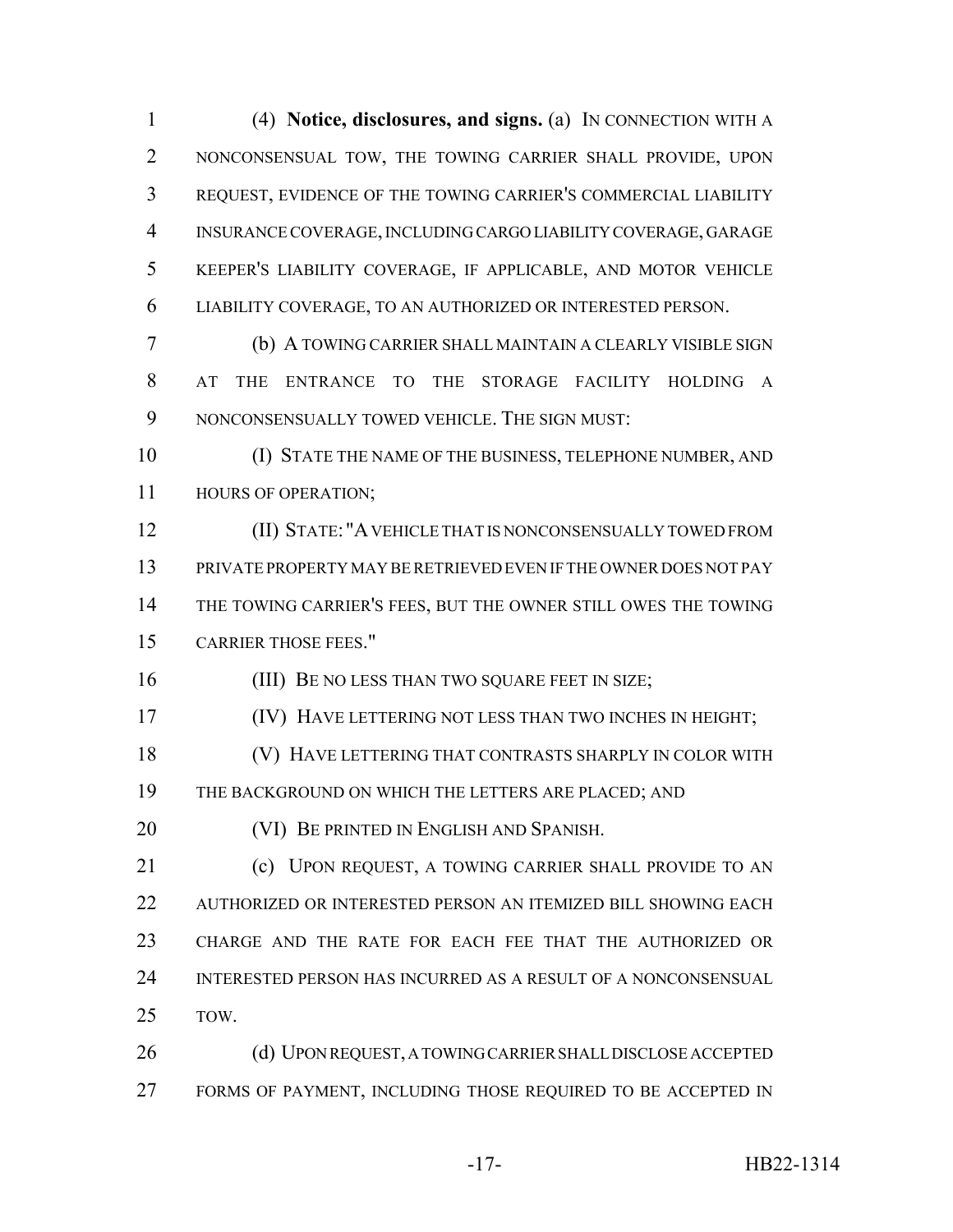(4) **Notice, disclosures, and signs.** (a) IN CONNECTION WITH A NONCONSENSUAL TOW, THE TOWING CARRIER SHALL PROVIDE, UPON REQUEST, EVIDENCE OF THE TOWING CARRIER'S COMMERCIAL LIABILITY INSURANCE COVERAGE, INCLUDING CARGO LIABILITY COVERAGE, GARAGE KEEPER'S LIABILITY COVERAGE, IF APPLICABLE, AND MOTOR VEHICLE LIABILITY COVERAGE, TO AN AUTHORIZED OR INTERESTED PERSON.

(b) A TOWING CARRIER SHALL MAINTAIN A CLEARLY VISIBLE SIGN AT THE ENTRANCE TO THE STORAGE FACILITY HOLDING A NONCONSENSUALLY TOWED VEHICLE. THE SIGN MUST:

(I) STATE THE NAME OF THE BUSINESS, TELEPHONE NUMBER, AND HOURS OF OPERATION;

(II) STATE: "A VEHICLE THAT IS NONCONSENSUALLY TOWED FROM PRIVATE PROPERTY MAY BE RETRIEVED EVEN IF THE OWNER DOES NOT PAY THE TOWING CARRIER'S FEES, BUT THE OWNER STILL OWES THE TOWING CARRIER THOSE FEES."

(III) BE NO LESS THAN TWO SQUARE FEET IN SIZE;

(IV) HAVE LETTERING NOT LESS THAN TWO INCHES IN HEIGHT;

(V) HAVE LETTERING THAT CONTRASTS SHARPLY IN COLOR WITH THE BACKGROUND ON WHICH THE LETTERS ARE PLACED; AND

(VI) BE PRINTED IN ENGLISH AND SPANISH.

(c) UPON REQUEST, A TOWING CARRIER SHALL PROVIDE TO AN AUTHORIZED OR INTERESTED PERSON AN ITEMIZED BILL SHOWING EACH CHARGE AND THE RATE FOR EACH FEE THAT THE AUTHORIZED OR INTERESTED PERSON HAS INCURRED AS A RESULT OF A NONCONSENSUAL TOW.

(d) UPON REQUEST, A TOWING CARRIER SHALL DISCLOSE ACCEPTED FORMS OF PAYMENT, INCLUDING THOSE REQUIRED TO BE ACCEPTED IN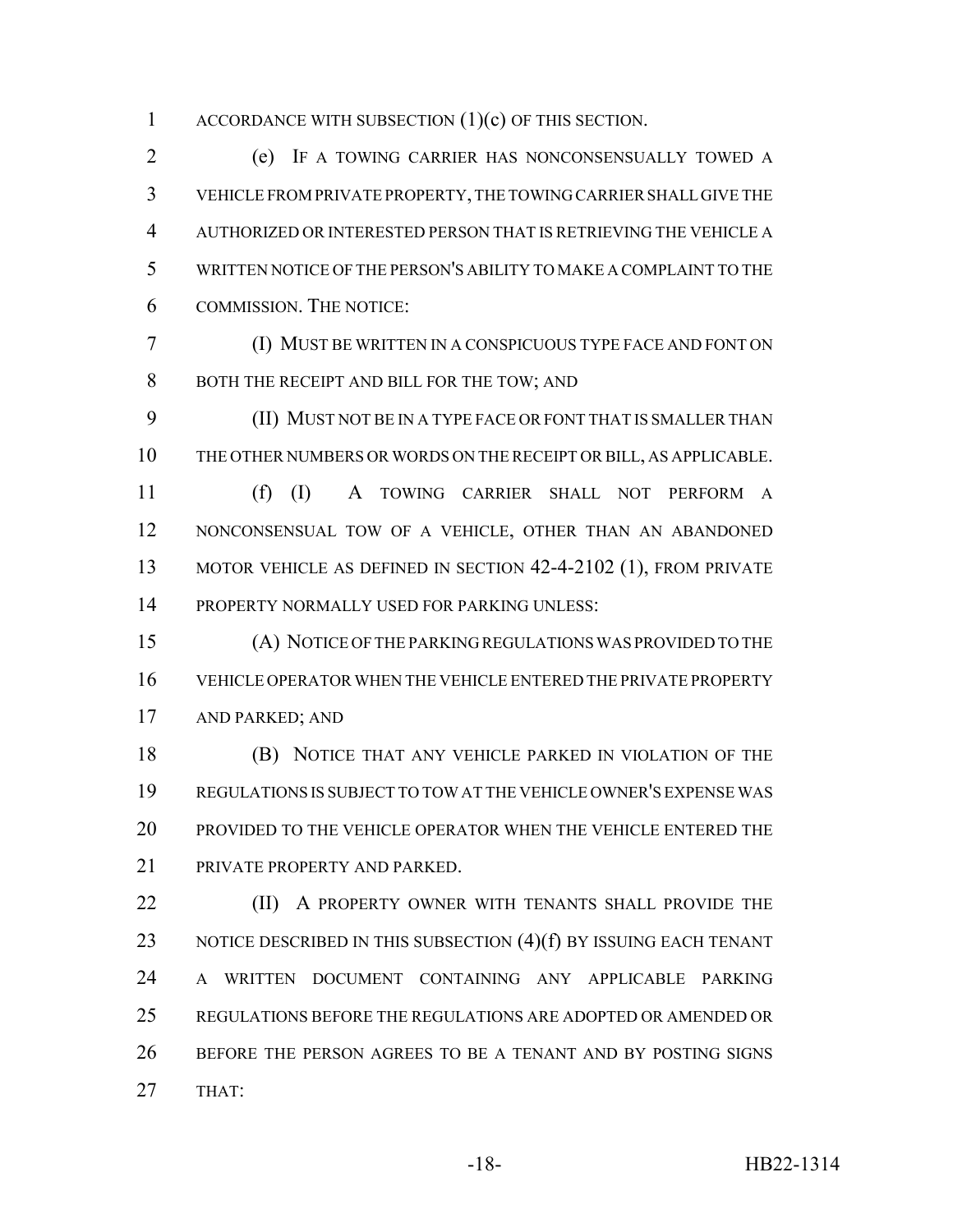ACCORDANCE WITH SUBSECTION (1)(c) OF THIS SECTION.

(e) IF A TOWING CARRIER HAS NONCONSENSUALLY TOWED A VEHICLE FROM PRIVATE PROPERTY, THE TOWING CARRIER SHALL GIVE THE AUTHORIZED OR INTERESTED PERSON THAT IS RETRIEVING THE VEHICLE A WRITTEN NOTICE OF THE PERSON'S ABILITY TO MAKE A COMPLAINT TO THE COMMISSION. THE NOTICE:

(I) MUST BE WRITTEN IN A CONSPICUOUS TYPE FACE AND FONT ON BOTH THE RECEIPT AND BILL FOR THE TOW; AND

(II) MUST NOT BE IN A TYPE FACE OR FONT THAT IS SMALLER THAN THE OTHER NUMBERS OR WORDS ON THE RECEIPT OR BILL, AS APPLICABLE.

(f) (I) A TOWING CARRIER SHALL NOT PERFORM A NONCONSENSUAL TOW OF A VEHICLE, OTHER THAN AN ABANDONED MOTOR VEHICLE AS DEFINED IN SECTION 42-4-2102 (1), FROM PRIVATE PROPERTY NORMALLY USED FOR PARKING UNLESS:

(A) NOTICE OF THE PARKING REGULATIONS WAS PROVIDED TO THE VEHICLE OPERATOR WHEN THE VEHICLE ENTERED THE PRIVATE PROPERTY AND PARKED; AND

(B) NOTICE THAT ANY VEHICLE PARKED IN VIOLATION OF THE REGULATIONS IS SUBJECT TO TOW AT THE VEHICLE OWNER'S EXPENSE WAS PROVIDED TO THE VEHICLE OPERATOR WHEN THE VEHICLE ENTERED THE PRIVATE PROPERTY AND PARKED.

(II) A PROPERTY OWNER WITH TENANTS SHALL PROVIDE THE NOTICE DESCRIBED IN THIS SUBSECTION (4)(f) BY ISSUING EACH TENANT A WRITTEN DOCUMENT CONTAINING ANY APPLICABLE PARKING REGULATIONS BEFORE THE REGULATIONS ARE ADOPTED OR AMENDED OR BEFORE THE PERSON AGREES TO BE A TENANT AND BY POSTING SIGNS THAT: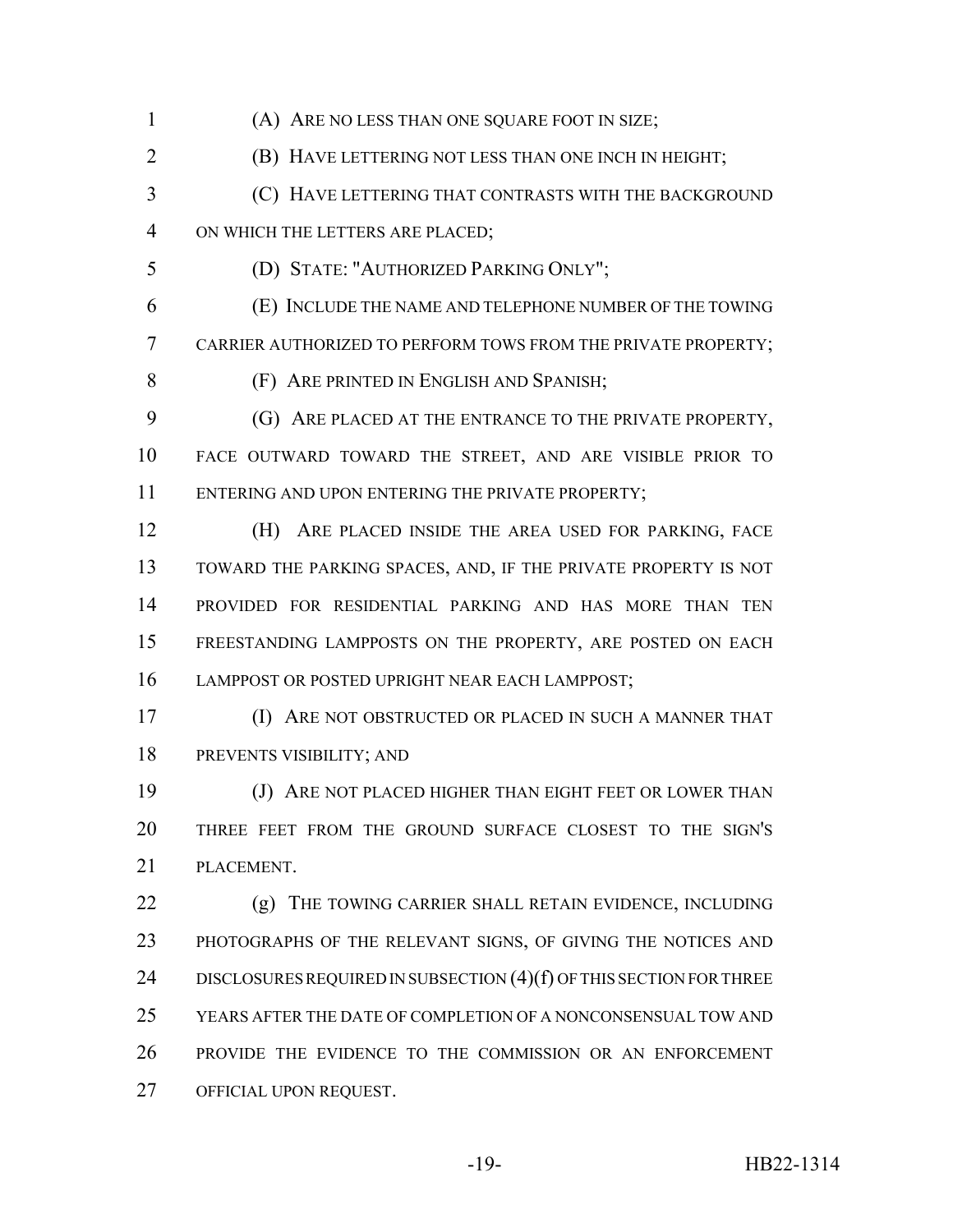(A) ARE NO LESS THAN ONE SQUARE FOOT IN SIZE;

(B) HAVE LETTERING NOT LESS THAN ONE INCH IN HEIGHT;

(C) HAVE LETTERING THAT CONTRASTS WITH THE BACKGROUND ON WHICH THE LETTERS ARE PLACED;

(D) STATE: "AUTHORIZED PARKING ONLY";

(E) INCLUDE THE NAME AND TELEPHONE NUMBER OF THE TOWING CARRIER AUTHORIZED TO PERFORM TOWS FROM THE PRIVATE PROPERTY;

(F) ARE PRINTED IN ENGLISH AND SPANISH;

(G) ARE PLACED AT THE ENTRANCE TO THE PRIVATE PROPERTY, FACE OUTWARD TOWARD THE STREET, AND ARE VISIBLE PRIOR TO ENTERING AND UPON ENTERING THE PRIVATE PROPERTY;

(H) ARE PLACED INSIDE THE AREA USED FOR PARKING, FACE TOWARD THE PARKING SPACES, AND, IF THE PRIVATE PROPERTY IS NOT PROVIDED FOR RESIDENTIAL PARKING AND HAS MORE THAN TEN FREESTANDING LAMPPOSTS ON THE PROPERTY, ARE POSTED ON EACH LAMPPOST OR POSTED UPRIGHT NEAR EACH LAMPPOST;

(I) ARE NOT OBSTRUCTED OR PLACED IN SUCH A MANNER THAT PREVENTS VISIBILITY; AND

(J) ARE NOT PLACED HIGHER THAN EIGHT FEET OR LOWER THAN THREE FEET FROM THE GROUND SURFACE CLOSEST TO THE SIGN'S PLACEMENT.

(g) THE TOWING CARRIER SHALL RETAIN EVIDENCE, INCLUDING PHOTOGRAPHS OF THE RELEVANT SIGNS, OF GIVING THE NOTICES AND DISCLOSURES REQUIRED IN SUBSECTION (4)(f) OF THIS SECTION FOR THREE YEARS AFTER THE DATE OF COMPLETION OF A NONCONSENSUAL TOW AND PROVIDE THE EVIDENCE TO THE COMMISSION OR AN ENFORCEMENT OFFICIAL UPON REQUEST.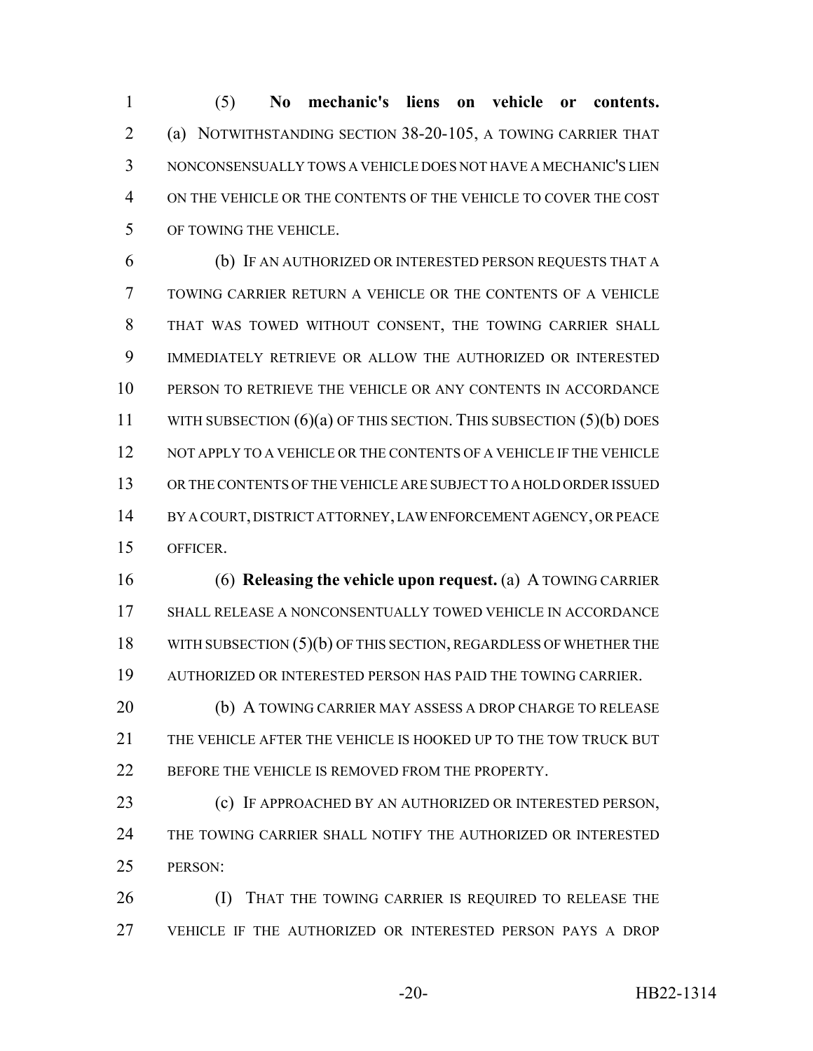(5) **No mechanic's liens on vehicle or contents.** (a) NOTWITHSTANDING SECTION 38-20-105, A TOWING CARRIER THAT NONCONSENSUALLY TOWS A VEHICLE DOES NOT HAVE A MECHANIC'S LIEN ON THE VEHICLE OR THE CONTENTS OF THE VEHICLE TO COVER THE COST OF TOWING THE VEHICLE.

(b) IF AN AUTHORIZED OR INTERESTED PERSON REQUESTS THAT A TOWING CARRIER RETURN A VEHICLE OR THE CONTENTS OF A VEHICLE THAT WAS TOWED WITHOUT CONSENT, THE TOWING CARRIER SHALL IMMEDIATELY RETRIEVE OR ALLOW THE AUTHORIZED OR INTERESTED PERSON TO RETRIEVE THE VEHICLE OR ANY CONTENTS IN ACCORDANCE WITH SUBSECTION (6)(a) OF THIS SECTION. THIS SUBSECTION (5)(b) DOES NOT APPLY TO A VEHICLE OR THE CONTENTS OF A VEHICLE IF THE VEHICLE OR THE CONTENTS OF THE VEHICLE ARE SUBJECT TO A HOLD ORDER ISSUED BY A COURT, DISTRICT ATTORNEY, LAW ENFORCEMENT AGENCY, OR PEACE OFFICER.

(6) **Releasing the vehicle upon request.** (a) A TOWING CARRIER SHALL RELEASE A NONCONSENTUALLY TOWED VEHICLE IN ACCORDANCE WITH SUBSECTION (5)(b) OF THIS SECTION, REGARDLESS OF WHETHER THE AUTHORIZED OR INTERESTED PERSON HAS PAID THE TOWING CARRIER.

(b) A TOWING CARRIER MAY ASSESS A DROP CHARGE TO RELEASE THE VEHICLE AFTER THE VEHICLE IS HOOKED UP TO THE TOW TRUCK BUT BEFORE THE VEHICLE IS REMOVED FROM THE PROPERTY.

(c) IF APPROACHED BY AN AUTHORIZED OR INTERESTED PERSON, THE TOWING CARRIER SHALL NOTIFY THE AUTHORIZED OR INTERESTED PERSON:

(I) THAT THE TOWING CARRIER IS REQUIRED TO RELEASE THE VEHICLE IF THE AUTHORIZED OR INTERESTED PERSON PAYS A DROP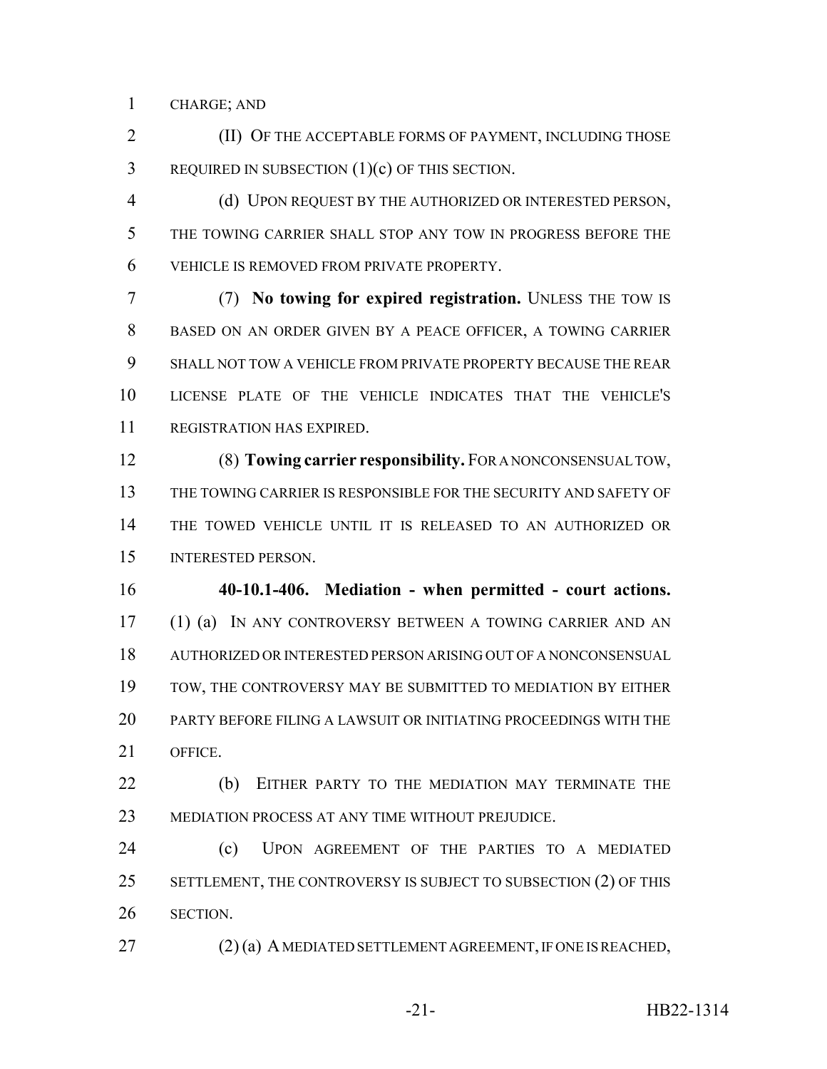CHARGE; AND

(II) OF THE ACCEPTABLE FORMS OF PAYMENT, INCLUDING THOSE REQUIRED IN SUBSECTION (1)(c) OF THIS SECTION.

(d) UPON REQUEST BY THE AUTHORIZED OR INTERESTED PERSON, THE TOWING CARRIER SHALL STOP ANY TOW IN PROGRESS BEFORE THE VEHICLE IS REMOVED FROM PRIVATE PROPERTY.

(7) **No towing for expired registration.** UNLESS THE TOW IS BASED ON AN ORDER GIVEN BY A PEACE OFFICER, A TOWING CARRIER SHALL NOT TOW A VEHICLE FROM PRIVATE PROPERTY BECAUSE THE REAR LICENSE PLATE OF THE VEHICLE INDICATES THAT THE VEHICLE'S REGISTRATION HAS EXPIRED.

(8) **Towing carrier responsibility.** FOR A NONCONSENSUAL TOW, THE TOWING CARRIER IS RESPONSIBLE FOR THE SECURITY AND SAFETY OF THE TOWED VEHICLE UNTIL IT IS RELEASED TO AN AUTHORIZED OR INTERESTED PERSON.

**40-10.1-406. Mediation - when permitted - court actions.** (1) (a) IN ANY CONTROVERSY BETWEEN A TOWING CARRIER AND AN AUTHORIZED OR INTERESTED PERSON ARISING OUT OF A NONCONSENSUAL TOW, THE CONTROVERSY MAY BE SUBMITTED TO MEDIATION BY EITHER PARTY BEFORE FILING A LAWSUIT OR INITIATING PROCEEDINGS WITH THE OFFICE.

(b) EITHER PARTY TO THE MEDIATION MAY TERMINATE THE MEDIATION PROCESS AT ANY TIME WITHOUT PREJUDICE.

(c) UPON AGREEMENT OF THE PARTIES TO A MEDIATED SETTLEMENT, THE CONTROVERSY IS SUBJECT TO SUBSECTION (2) OF THIS SECTION.

(2) (a) A MEDIATED SETTLEMENT AGREEMENT, IF ONE IS REACHED,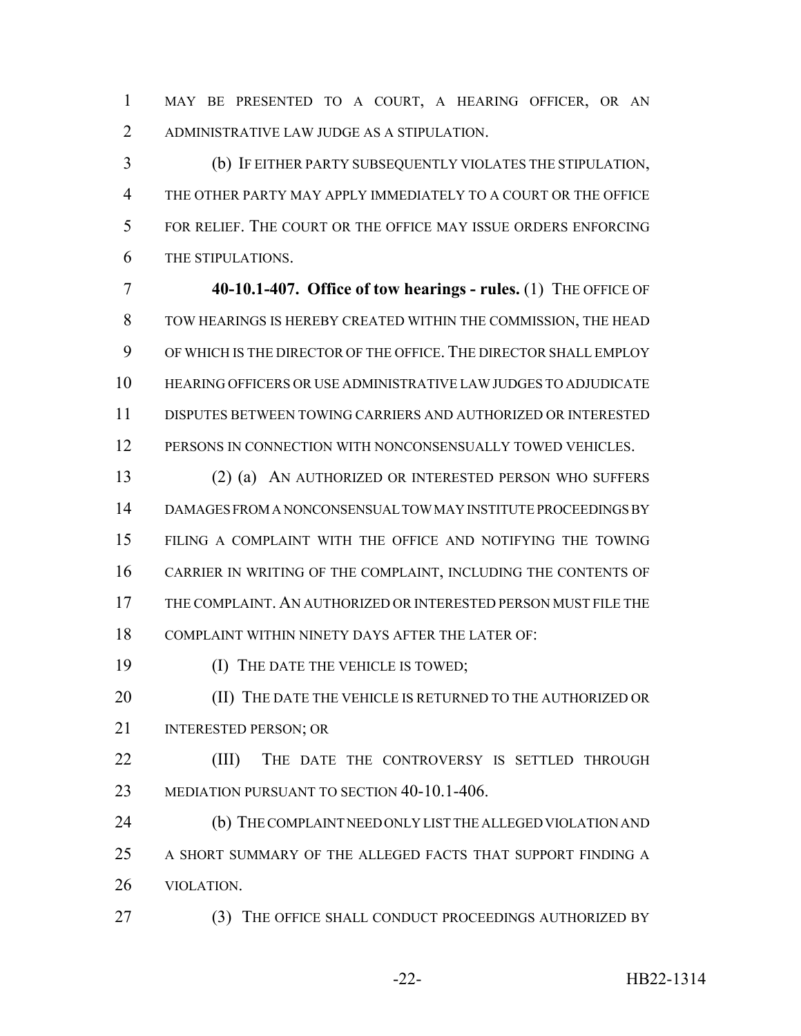MAY BE PRESENTED TO A COURT, A HEARING OFFICER, OR AN ADMINISTRATIVE LAW JUDGE AS A STIPULATION.

(b) IF EITHER PARTY SUBSEQUENTLY VIOLATES THE STIPULATION, THE OTHER PARTY MAY APPLY IMMEDIATELY TO A COURT OR THE OFFICE FOR RELIEF. THE COURT OR THE OFFICE MAY ISSUE ORDERS ENFORCING THE STIPULATIONS.

**40-10.1-407. Office of tow hearings - rules.** (1) THE OFFICE OF TOW HEARINGS IS HEREBY CREATED WITHIN THE COMMISSION, THE HEAD OF WHICH IS THE DIRECTOR OF THE OFFICE. THE DIRECTOR SHALL EMPLOY HEARING OFFICERS OR USE ADMINISTRATIVE LAW JUDGES TO ADJUDICATE DISPUTES BETWEEN TOWING CARRIERS AND AUTHORIZED OR INTERESTED PERSONS IN CONNECTION WITH NONCONSENSUALLY TOWED VEHICLES.

(2) (a) AN AUTHORIZED OR INTERESTED PERSON WHO SUFFERS DAMAGES FROM A NONCONSENSUAL TOW MAY INSTITUTE PROCEEDINGS BY FILING A COMPLAINT WITH THE OFFICE AND NOTIFYING THE TOWING CARRIER IN WRITING OF THE COMPLAINT, INCLUDING THE CONTENTS OF THE COMPLAINT. AN AUTHORIZED OR INTERESTED PERSON MUST FILE THE COMPLAINT WITHIN NINETY DAYS AFTER THE LATER OF:

(I) THE DATE THE VEHICLE IS TOWED;

(II) THE DATE THE VEHICLE IS RETURNED TO THE AUTHORIZED OR INTERESTED PERSON; OR

(III) THE DATE THE CONTROVERSY IS SETTLED THROUGH MEDIATION PURSUANT TO SECTION 40-10.1-406.

(b) THE COMPLAINT NEED ONLY LIST THE ALLEGED VIOLATION AND A SHORT SUMMARY OF THE ALLEGED FACTS THAT SUPPORT FINDING A VIOLATION.

(3) THE OFFICE SHALL CONDUCT PROCEEDINGS AUTHORIZED BY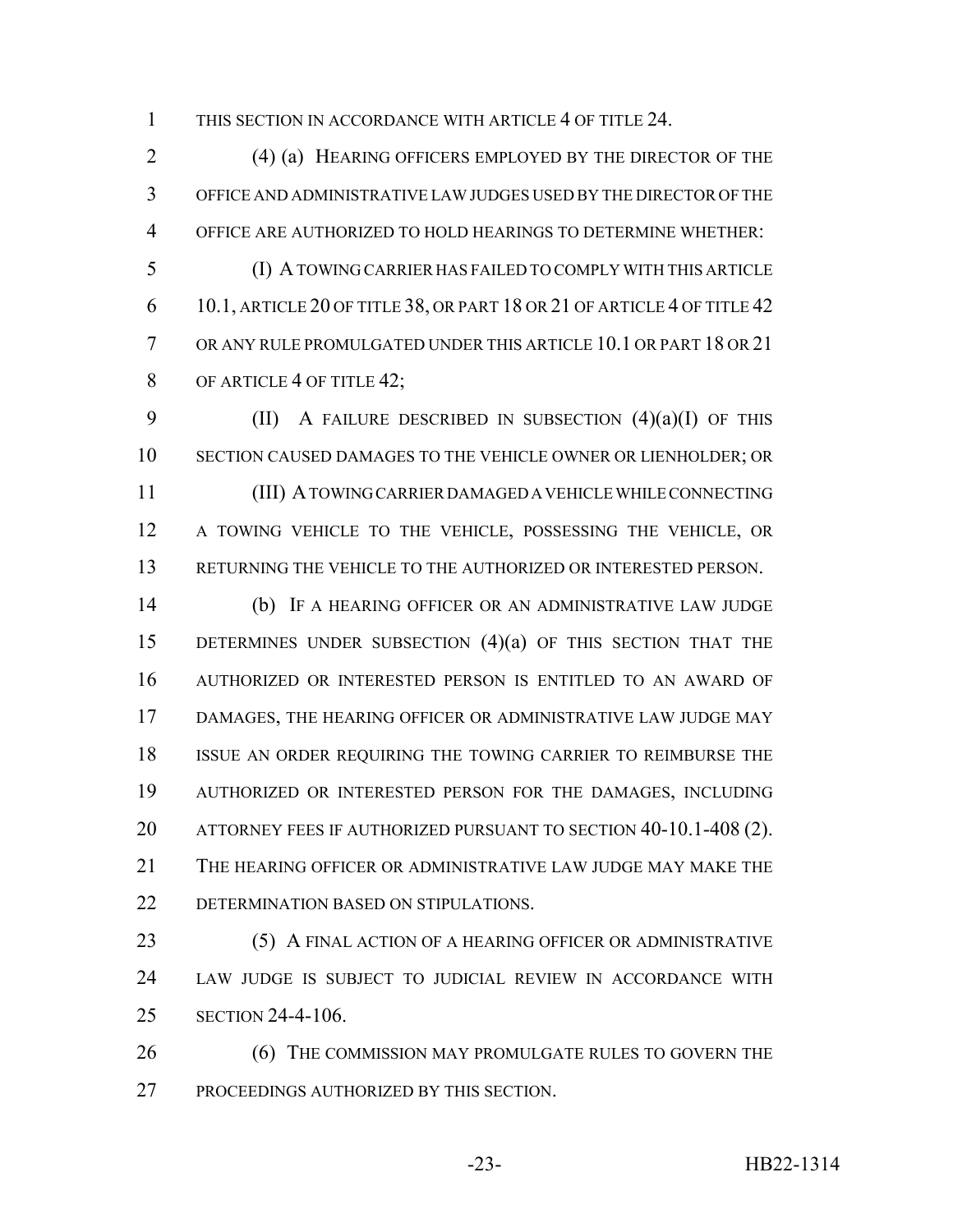THIS SECTION IN ACCORDANCE WITH ARTICLE 4 OF TITLE 24.

(4) (a) HEARING OFFICERS EMPLOYED BY THE DIRECTOR OF THE OFFICE AND ADMINISTRATIVE LAW JUDGES USED BY THE DIRECTOR OF THE OFFICE ARE AUTHORIZED TO HOLD HEARINGS TO DETERMINE WHETHER:

(I) A TOWING CARRIER HAS FAILED TO COMPLY WITH THIS ARTICLE 10.1, ARTICLE 20 OF TITLE 38, OR PART 18 OR 21 OF ARTICLE 4 OF TITLE 42 OR ANY RULE PROMULGATED UNDER THIS ARTICLE 10.1 OR PART 18 OR 21 OF ARTICLE 4 OF TITLE 42;

(II) A FAILURE DESCRIBED IN SUBSECTION (4)(a)(I) OF THIS SECTION CAUSED DAMAGES TO THE VEHICLE OWNER OR LIENHOLDER; OR

(III) A TOWING CARRIER DAMAGED A VEHICLE WHILE CONNECTING A TOWING VEHICLE TO THE VEHICLE, POSSESSING THE VEHICLE, OR RETURNING THE VEHICLE TO THE AUTHORIZED OR INTERESTED PERSON.

(b) IF A HEARING OFFICER OR AN ADMINISTRATIVE LAW JUDGE DETERMINES UNDER SUBSECTION (4)(a) OF THIS SECTION THAT THE AUTHORIZED OR INTERESTED PERSON IS ENTITLED TO AN AWARD OF DAMAGES, THE HEARING OFFICER OR ADMINISTRATIVE LAW JUDGE MAY ISSUE AN ORDER REQUIRING THE TOWING CARRIER TO REIMBURSE THE AUTHORIZED OR INTERESTED PERSON FOR THE DAMAGES, INCLUDING ATTORNEY FEES IF AUTHORIZED PURSUANT TO SECTION 40-10.1-408 (2). THE HEARING OFFICER OR ADMINISTRATIVE LAW JUDGE MAY MAKE THE DETERMINATION BASED ON STIPULATIONS.

(5) A FINAL ACTION OF A HEARING OFFICER OR ADMINISTRATIVE LAW JUDGE IS SUBJECT TO JUDICIAL REVIEW IN ACCORDANCE WITH SECTION 24-4-106.

(6) THE COMMISSION MAY PROMULGATE RULES TO GOVERN THE PROCEEDINGS AUTHORIZED BY THIS SECTION.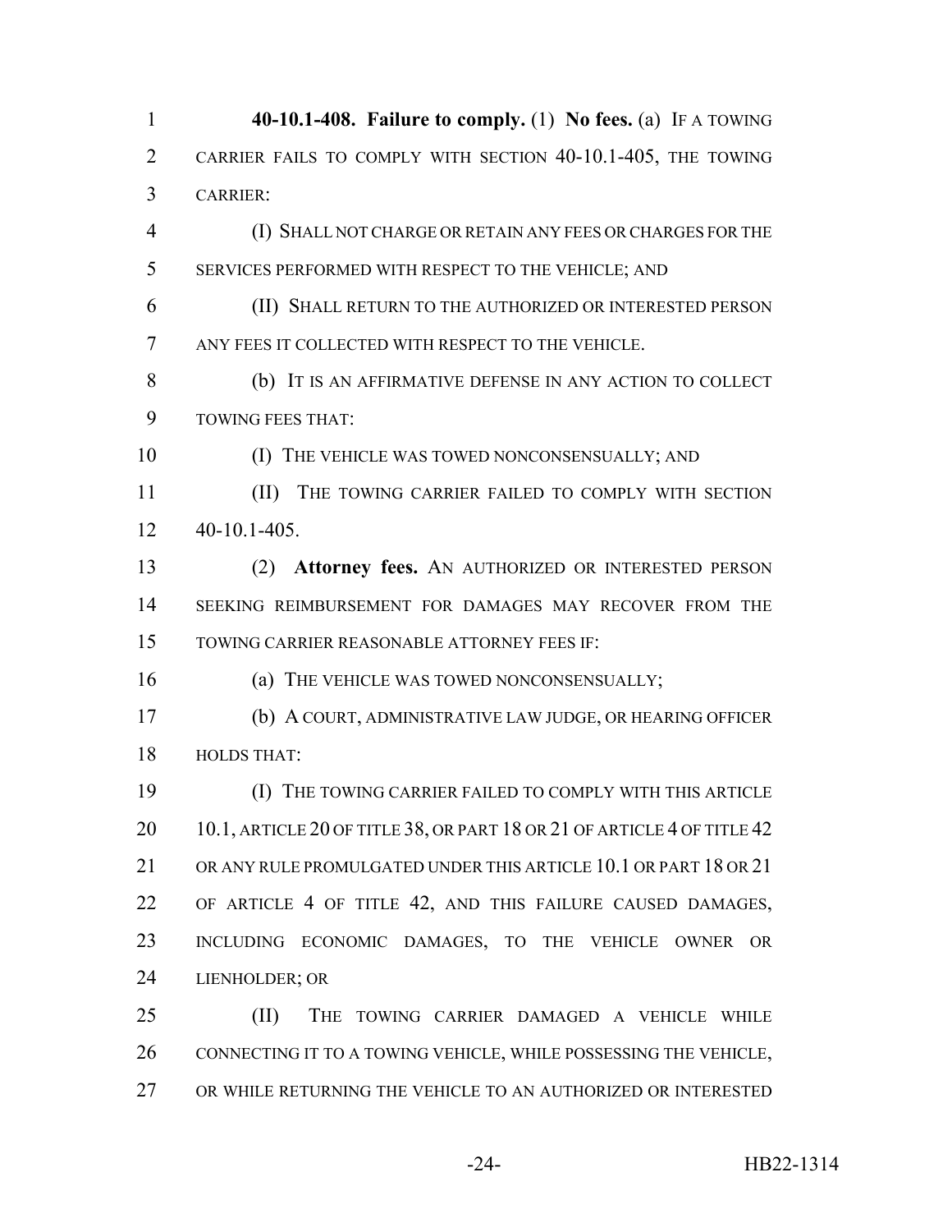**40-10.1-408. Failure to comply.** (1) **No fees.** (a) IF A TOWING CARRIER FAILS TO COMPLY WITH SECTION 40-10.1-405, THE TOWING CARRIER:

(I) SHALL NOT CHARGE OR RETAIN ANY FEES OR CHARGES FOR THE SERVICES PERFORMED WITH RESPECT TO THE VEHICLE; AND

(II) SHALL RETURN TO THE AUTHORIZED OR INTERESTED PERSON ANY FEES IT COLLECTED WITH RESPECT TO THE VEHICLE.

(b) IT IS AN AFFIRMATIVE DEFENSE IN ANY ACTION TO COLLECT TOWING FEES THAT:

(I) THE VEHICLE WAS TOWED NONCONSENSUALLY; AND

(II) THE TOWING CARRIER FAILED TO COMPLY WITH SECTION 40-10.1-405.

(2) **Attorney fees.** AN AUTHORIZED OR INTERESTED PERSON SEEKING REIMBURSEMENT FOR DAMAGES MAY RECOVER FROM THE TOWING CARRIER REASONABLE ATTORNEY FEES IF:

(a) THE VEHICLE WAS TOWED NONCONSENSUALLY;

(b) A COURT, ADMINISTRATIVE LAW JUDGE, OR HEARING OFFICER HOLDS THAT:

(I) THE TOWING CARRIER FAILED TO COMPLY WITH THIS ARTICLE 10.1, ARTICLE 20 OF TITLE 38, OR PART 18 OR 21 OF ARTICLE 4 OF TITLE 42 OR ANY RULE PROMULGATED UNDER THIS ARTICLE 10.1 OR PART 18 OR 21 OF ARTICLE 4 OF TITLE 42, AND THIS FAILURE CAUSED DAMAGES, INCLUDING ECONOMIC DAMAGES, TO THE VEHICLE OWNER OR LIENHOLDER; OR

(II) THE TOWING CARRIER DAMAGED A VEHICLE WHILE CONNECTING IT TO A TOWING VEHICLE, WHILE POSSESSING THE VEHICLE, OR WHILE RETURNING THE VEHICLE TO AN AUTHORIZED OR INTERESTED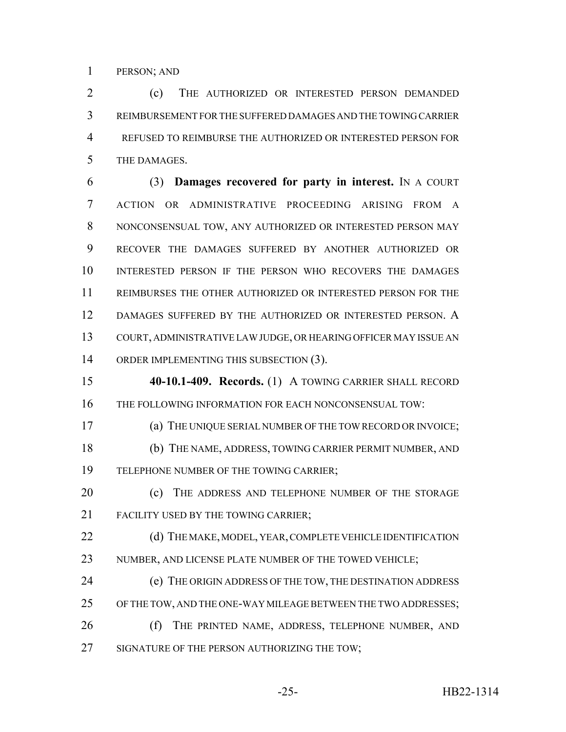PERSON; AND

(c) THE AUTHORIZED OR INTERESTED PERSON DEMANDED REIMBURSEMENT FOR THE SUFFERED DAMAGES AND THE TOWING CARRIER REFUSED TO REIMBURSE THE AUTHORIZED OR INTERESTED PERSON FOR THE DAMAGES.

(3) **Damages recovered for party in interest.** IN A COURT ACTION OR ADMINISTRATIVE PROCEEDING ARISING FROM A NONCONSENSUAL TOW, ANY AUTHORIZED OR INTERESTED PERSON MAY RECOVER THE DAMAGES SUFFERED BY ANOTHER AUTHORIZED OR INTERESTED PERSON IF THE PERSON WHO RECOVERS THE DAMAGES REIMBURSES THE OTHER AUTHORIZED OR INTERESTED PERSON FOR THE DAMAGES SUFFERED BY THE AUTHORIZED OR INTERESTED PERSON. A COURT, ADMINISTRATIVE LAW JUDGE, OR HEARING OFFICER MAY ISSUE AN ORDER IMPLEMENTING THIS SUBSECTION (3).

**40-10.1-409. Records.** (1) A TOWING CARRIER SHALL RECORD THE FOLLOWING INFORMATION FOR EACH NONCONSENSUAL TOW:

(a) THE UNIQUE SERIAL NUMBER OF THE TOW RECORD OR INVOICE;

(b) THE NAME, ADDRESS, TOWING CARRIER PERMIT NUMBER, AND TELEPHONE NUMBER OF THE TOWING CARRIER;

(c) THE ADDRESS AND TELEPHONE NUMBER OF THE STORAGE FACILITY USED BY THE TOWING CARRIER;

(d) THE MAKE, MODEL, YEAR, COMPLETE VEHICLE IDENTIFICATION NUMBER, AND LICENSE PLATE NUMBER OF THE TOWED VEHICLE;

(e) THE ORIGIN ADDRESS OF THE TOW, THE DESTINATION ADDRESS OF THE TOW, AND THE ONE-WAY MILEAGE BETWEEN THE TWO ADDRESSES;

(f) THE PRINTED NAME, ADDRESS, TELEPHONE NUMBER, AND SIGNATURE OF THE PERSON AUTHORIZING THE TOW;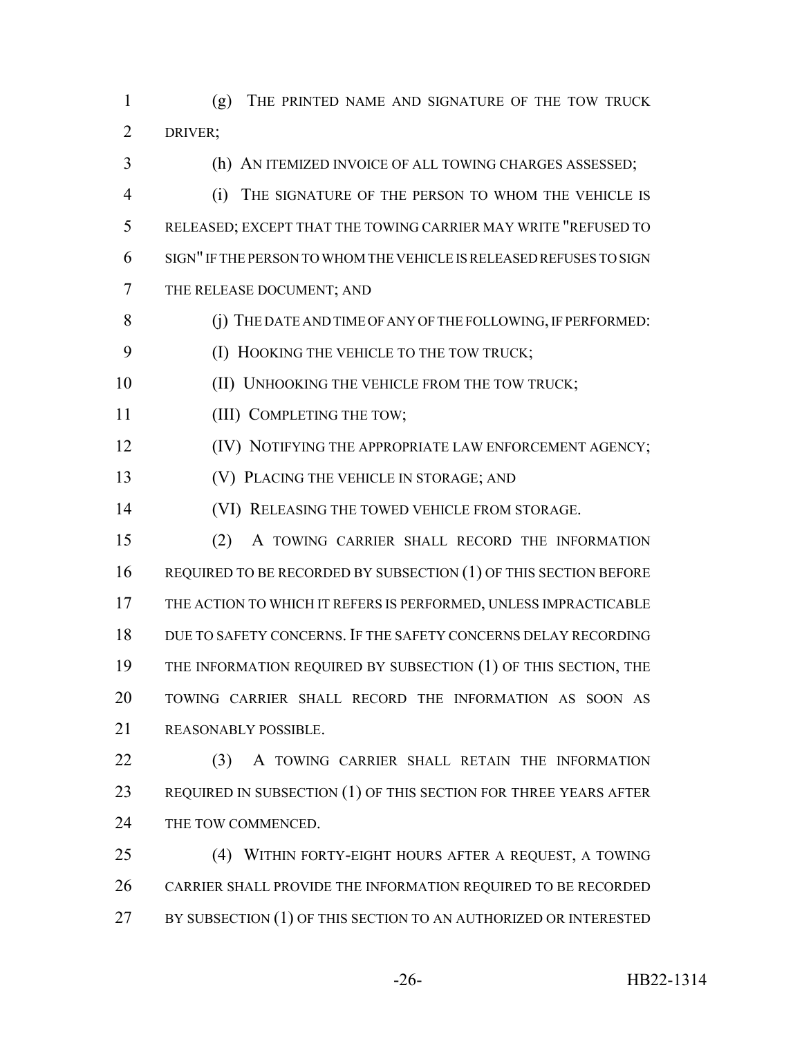(g) THE PRINTED NAME AND SIGNATURE OF THE TOW TRUCK DRIVER;

(h) AN ITEMIZED INVOICE OF ALL TOWING CHARGES ASSESSED;

(i) THE SIGNATURE OF THE PERSON TO WHOM THE VEHICLE IS RELEASED; EXCEPT THAT THE TOWING CARRIER MAY WRITE "REFUSED TO SIGN" IF THE PERSON TO WHOM THE VEHICLE IS RELEASED REFUSES TO SIGN THE RELEASE DOCUMENT; AND

(j) THE DATE AND TIME OF ANY OF THE FOLLOWING, IF PERFORMED:

(I) HOOKING THE VEHICLE TO THE TOW TRUCK;

(II) UNHOOKING THE VEHICLE FROM THE TOW TRUCK;

(III) COMPLETING THE TOW;

(IV) NOTIFYING THE APPROPRIATE LAW ENFORCEMENT AGENCY;

(V) PLACING THE VEHICLE IN STORAGE; AND

(VI) RELEASING THE TOWED VEHICLE FROM STORAGE.

(2) A TOWING CARRIER SHALL RECORD THE INFORMATION REQUIRED TO BE RECORDED BY SUBSECTION (1) OF THIS SECTION BEFORE THE ACTION TO WHICH IT REFERS IS PERFORMED, UNLESS IMPRACTICABLE DUE TO SAFETY CONCERNS. IF THE SAFETY CONCERNS DELAY RECORDING THE INFORMATION REQUIRED BY SUBSECTION (1) OF THIS SECTION, THE TOWING CARRIER SHALL RECORD THE INFORMATION AS SOON AS REASONABLY POSSIBLE.

(3) A TOWING CARRIER SHALL RETAIN THE INFORMATION REQUIRED IN SUBSECTION (1) OF THIS SECTION FOR THREE YEARS AFTER THE TOW COMMENCED.

(4) WITHIN FORTY-EIGHT HOURS AFTER A REQUEST, A TOWING CARRIER SHALL PROVIDE THE INFORMATION REQUIRED TO BE RECORDED BY SUBSECTION (1) OF THIS SECTION TO AN AUTHORIZED OR INTERESTED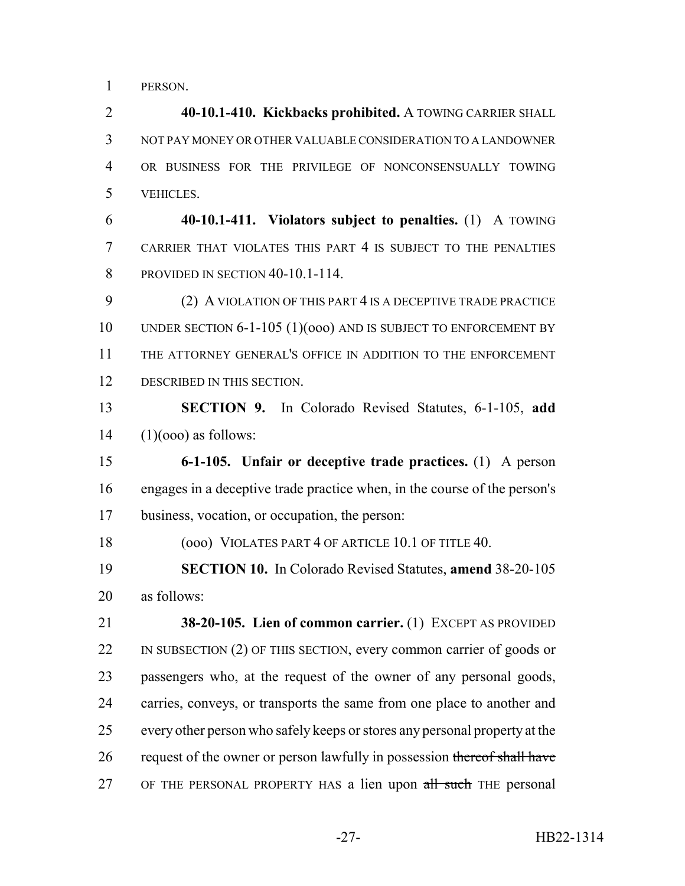PERSON.

**40-10.1-410. Kickbacks prohibited.** A TOWING CARRIER SHALL NOT PAY MONEY OR OTHER VALUABLE CONSIDERATION TO A LANDOWNER OR BUSINESS FOR THE PRIVILEGE OF NONCONSENSUALLY TOWING VEHICLES.

**40-10.1-411. Violators subject to penalties.** (1) A TOWING CARRIER THAT VIOLATES THIS PART 4 IS SUBJECT TO THE PENALTIES PROVIDED IN SECTION 40-10.1-114.

(2) A VIOLATION OF THIS PART 4 IS A DECEPTIVE TRADE PRACTICE UNDER SECTION 6-1-105 (1)(ooo) AND IS SUBJECT TO ENFORCEMENT BY THE ATTORNEY GENERAL'S OFFICE IN ADDITION TO THE ENFORCEMENT DESCRIBED IN THIS SECTION.

**SECTION 9.** In Colorado Revised Statutes, 6-1-105, **add** (1)(ooo) as follows:

**6-1-105. Unfair or deceptive trade practices.** (1) A person engages in a deceptive trade practice when, in the course of the person's business, vocation, or occupation, the person:

(ooo) VIOLATES PART 4 OF ARTICLE 10.1 OF TITLE 40.

**SECTION 10.** In Colorado Revised Statutes, **amend** 38-20-105 as follows:

**38-20-105. Lien of common carrier.** (1) EXCEPT AS PROVIDED IN SUBSECTION (2) OF THIS SECTION, every common carrier of goods or passengers who, at the request of the owner of any personal goods, carries, conveys, or transports the same from one place to another and every other person who safely keeps or stores any personal property at the request of the owner or person lawfully in possession ~~thereof shall have~~ OF THE PERSONAL PROPERTY HAS a lien upon ~~all such~~ THE personal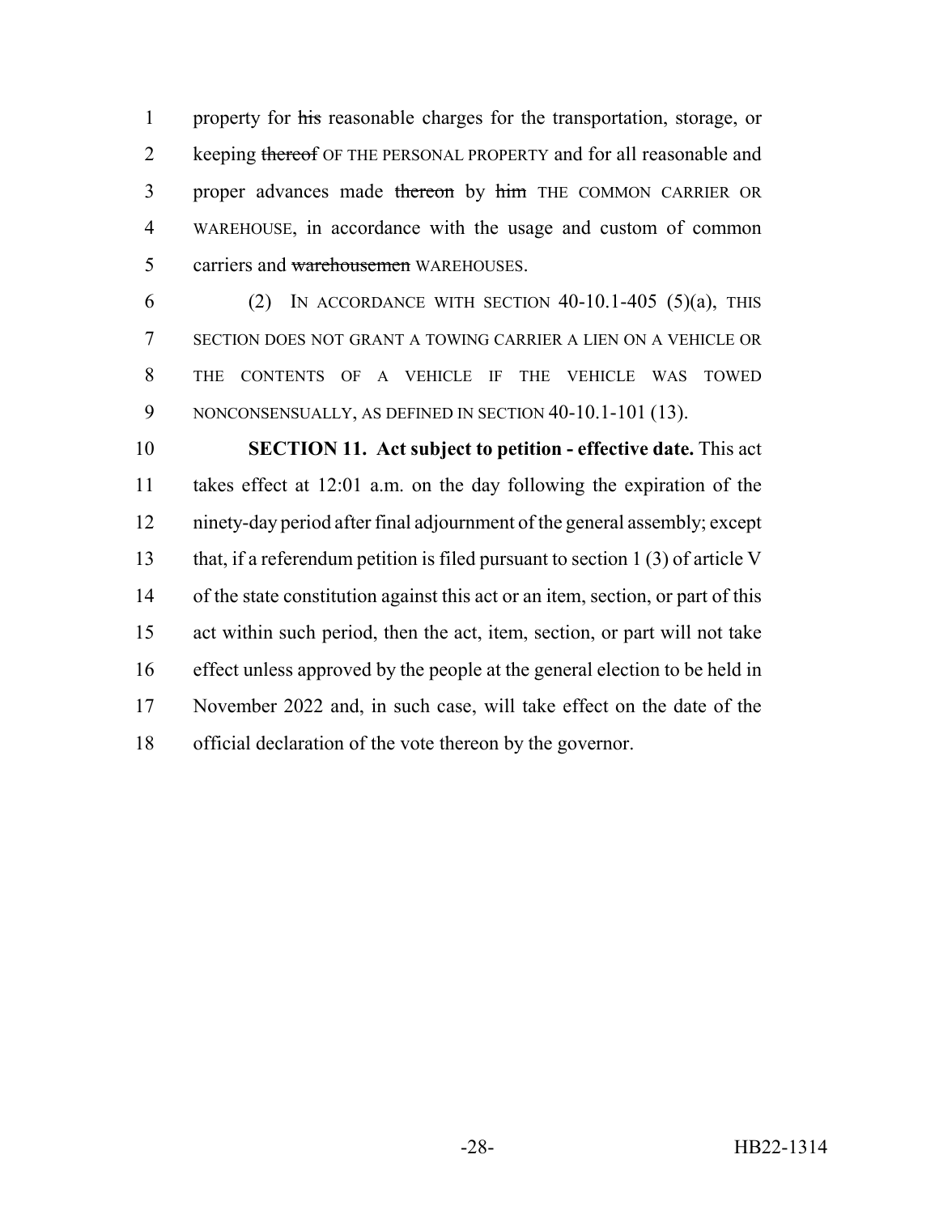property for ~~his~~ reasonable charges for the transportation, storage, or keeping ~~thereof~~ OF THE PERSONAL PROPERTY and for all reasonable and proper advances made ~~thereon~~ by ~~him~~ THE COMMON CARRIER OR WAREHOUSE, in accordance with the usage and custom of common carriers and ~~warehousemen~~ WAREHOUSES.

(2) IN ACCORDANCE WITH SECTION 40-10.1-405 (5)(a), THIS SECTION DOES NOT GRANT A TOWING CARRIER A LIEN ON A VEHICLE OR THE CONTENTS OF A VEHICLE IF THE VEHICLE WAS TOWED NONCONSENSUALLY, AS DEFINED IN SECTION 40-10.1-101 (13).

**SECTION 11. Act subject to petition - effective date.** This act takes effect at 12:01 a.m. on the day following the expiration of the ninety-day period after final adjournment of the general assembly; except that, if a referendum petition is filed pursuant to section 1 (3) of article V of the state constitution against this act or an item, section, or part of this act within such period, then the act, item, section, or part will not take effect unless approved by the people at the general election to be held in November 2022 and, in such case, will take effect on the date of the official declaration of the vote thereon by the governor.